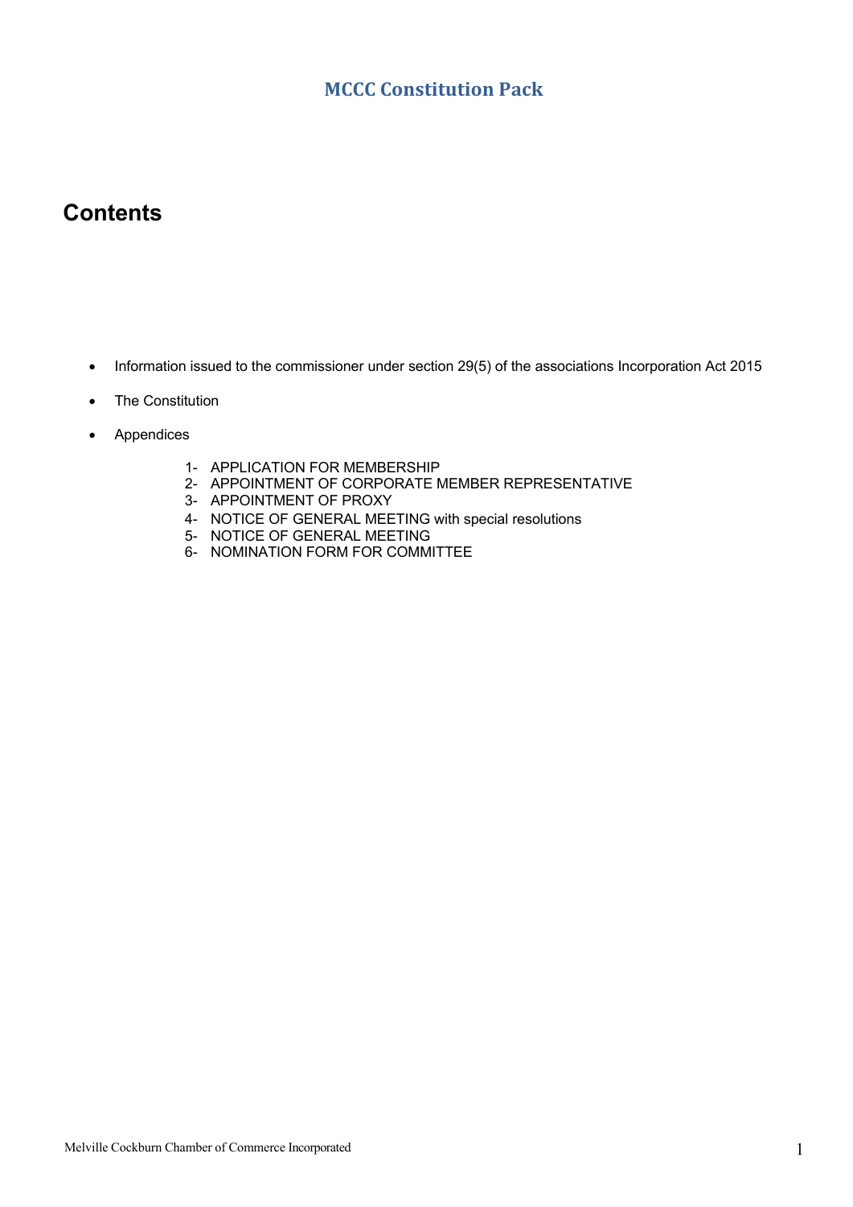# MCCC Constitution Pack

## Contents

- Information issued to the commissioner under section 29(5) of the associations Incorporation Act 2015
- The Constitution
- Appendices

  1- APPLICATION FOR MEMBERSHIP
  2- APPOINTMENT OF CORPORATE MEMBER REPRESENTATIVE
  3- APPOINTMENT OF PROXY
  4- NOTICE OF GENERAL MEETING with special resolutions
  5- NOTICE OF GENERAL MEETING
  6- NOMINATION FORM FOR COMMITTEE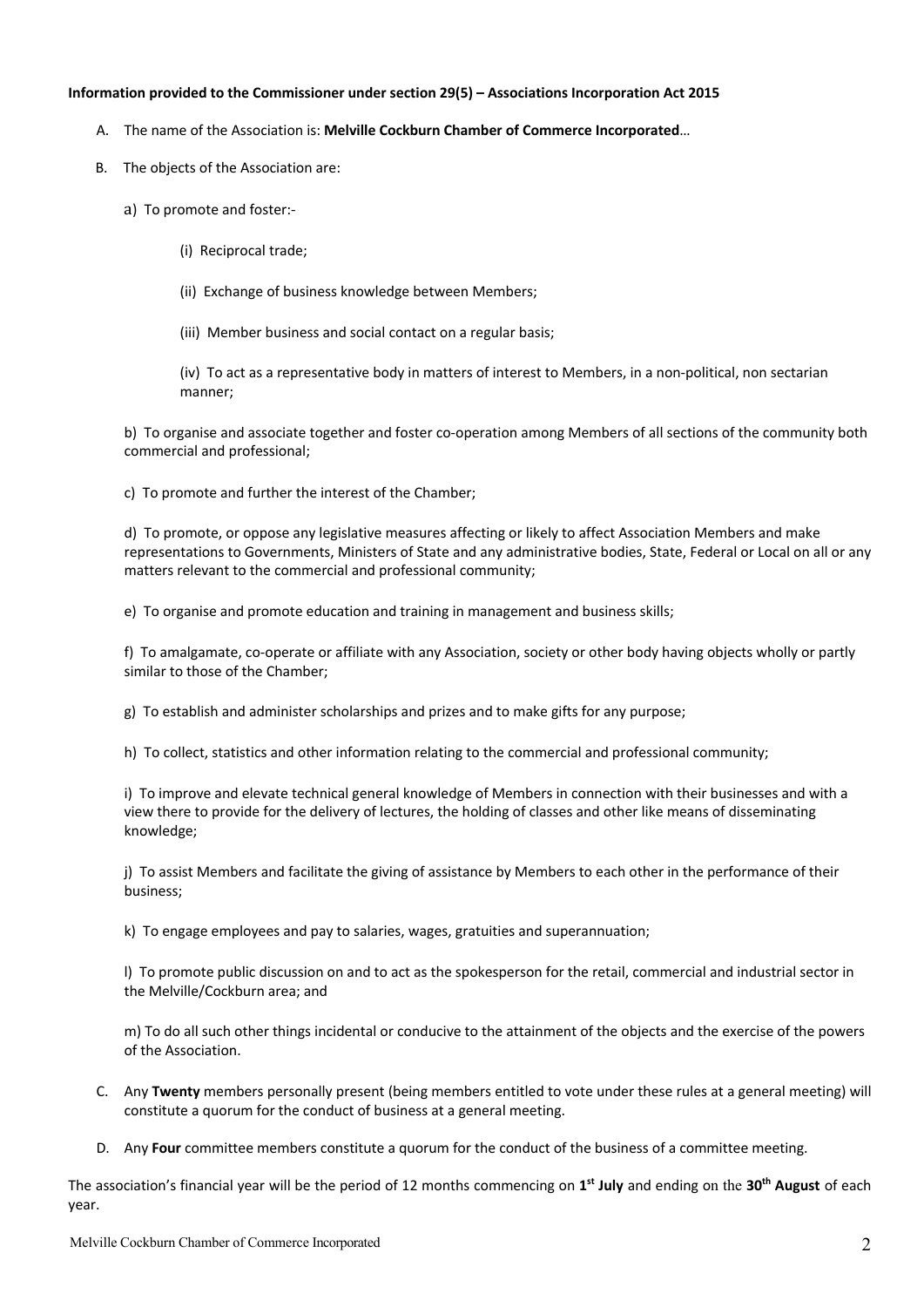**Information provided to the Commissioner under section 29(5) – Associations Incorporation Act 2015**

A. The name of the Association is: **Melville Cockburn Chamber of Commerce Incorporated**…

B. The objects of the Association are:

a) To promote and foster:-

(i) Reciprocal trade;

(ii) Exchange of business knowledge between Members;

(iii) Member business and social contact on a regular basis;

(iv) To act as a representative body in matters of interest to Members, in a non-political, non sectarian manner;

b) To organise and associate together and foster co-operation among Members of all sections of the community both commercial and professional;

c) To promote and further the interest of the Chamber;

d) To promote, or oppose any legislative measures affecting or likely to affect Association Members and make representations to Governments, Ministers of State and any administrative bodies, State, Federal or Local on all or any matters relevant to the commercial and professional community;

e) To organise and promote education and training in management and business skills;

f) To amalgamate, co-operate or affiliate with any Association, society or other body having objects wholly or partly similar to those of the Chamber;

g) To establish and administer scholarships and prizes and to make gifts for any purpose;

h) To collect, statistics and other information relating to the commercial and professional community;

i) To improve and elevate technical general knowledge of Members in connection with their businesses and with a view there to provide for the delivery of lectures, the holding of classes and other like means of disseminating knowledge;

j) To assist Members and facilitate the giving of assistance by Members to each other in the performance of their business;

k) To engage employees and pay to salaries, wages, gratuities and superannuation;

l) To promote public discussion on and to act as the spokesperson for the retail, commercial and industrial sector in the Melville/Cockburn area; and

m) To do all such other things incidental or conducive to the attainment of the objects and the exercise of the powers of the Association.

C. Any **Twenty** members personally present (being members entitled to vote under these rules at a general meeting) will constitute a quorum for the conduct of business at a general meeting.

D. Any **Four** committee members constitute a quorum for the conduct of the business of a committee meeting.

The association's financial year will be the period of 12 months commencing on **1st July** and ending on the **30th August** of each year.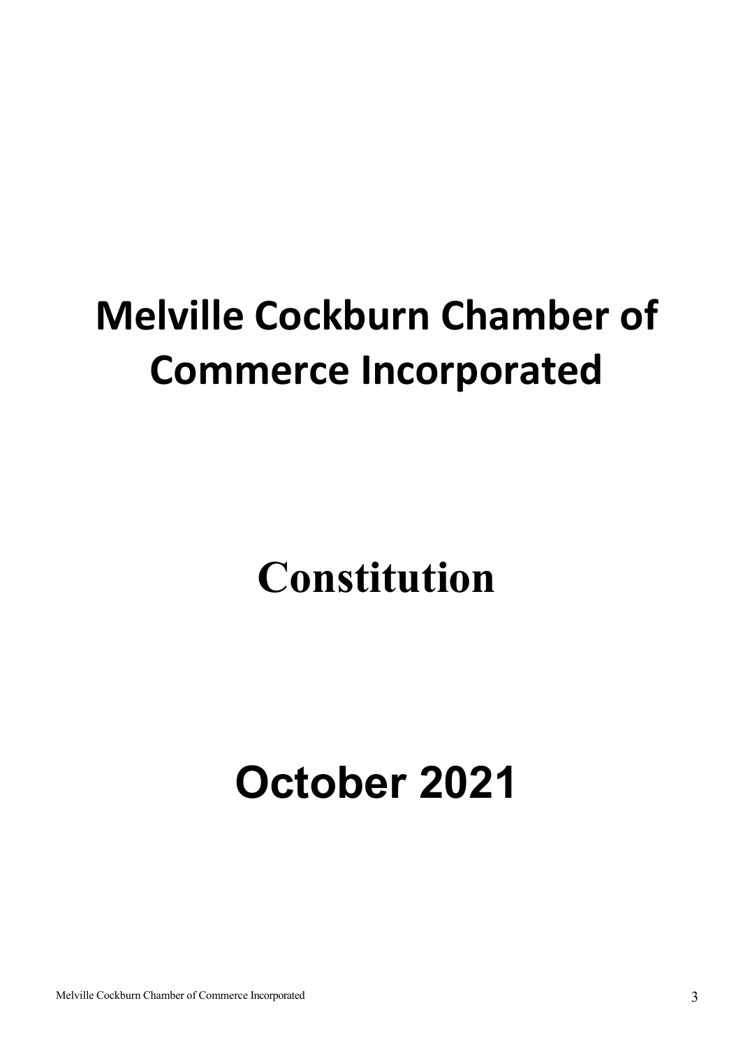# Melville Cockburn Chamber of Commerce Incorporated

# Constitution

# October 2021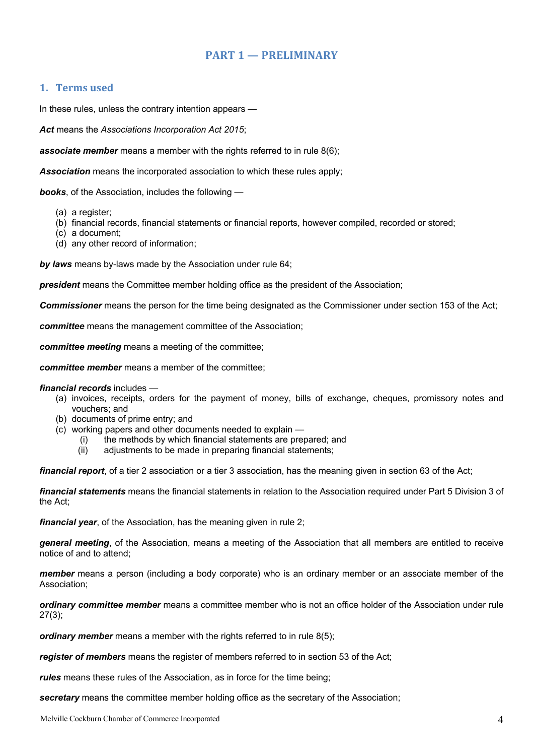# PART 1 — PRELIMINARY

## 1. Terms used

In these rules, unless the contrary intention appears —

***Act*** means the *Associations Incorporation Act 2015*;

***associate member*** means a member with the rights referred to in rule 8(6);

***Association*** means the incorporated association to which these rules apply;

***books***, of the Association, includes the following —

- (a) a register;
- (b) financial records, financial statements or financial reports, however compiled, recorded or stored;
- (c) a document;
- (d) any other record of information;

***by laws*** means by-laws made by the Association under rule 64;

***president*** means the Committee member holding office as the president of the Association;

***Commissioner*** means the person for the time being designated as the Commissioner under section 153 of the Act;

***committee*** means the management committee of the Association;

***committee meeting*** means a meeting of the committee;

***committee member*** means a member of the committee;

***financial records*** includes —

- (a) invoices, receipts, orders for the payment of money, bills of exchange, cheques, promissory notes and vouchers; and
- (b) documents of prime entry; and
- (c) working papers and other documents needed to explain —
  - (i) the methods by which financial statements are prepared; and
  - (ii) adjustments to be made in preparing financial statements;

***financial report***, of a tier 2 association or a tier 3 association, has the meaning given in section 63 of the Act;

***financial statements*** means the financial statements in relation to the Association required under Part 5 Division 3 of the Act;

***financial year***, of the Association, has the meaning given in rule 2;

***general meeting***, of the Association, means a meeting of the Association that all members are entitled to receive notice of and to attend;

***member*** means a person (including a body corporate) who is an ordinary member or an associate member of the Association;

***ordinary committee member*** means a committee member who is not an office holder of the Association under rule 27(3);

***ordinary member*** means a member with the rights referred to in rule 8(5);

***register of members*** means the register of members referred to in section 53 of the Act;

***rules*** means these rules of the Association, as in force for the time being;

***secretary*** means the committee member holding office as the secretary of the Association;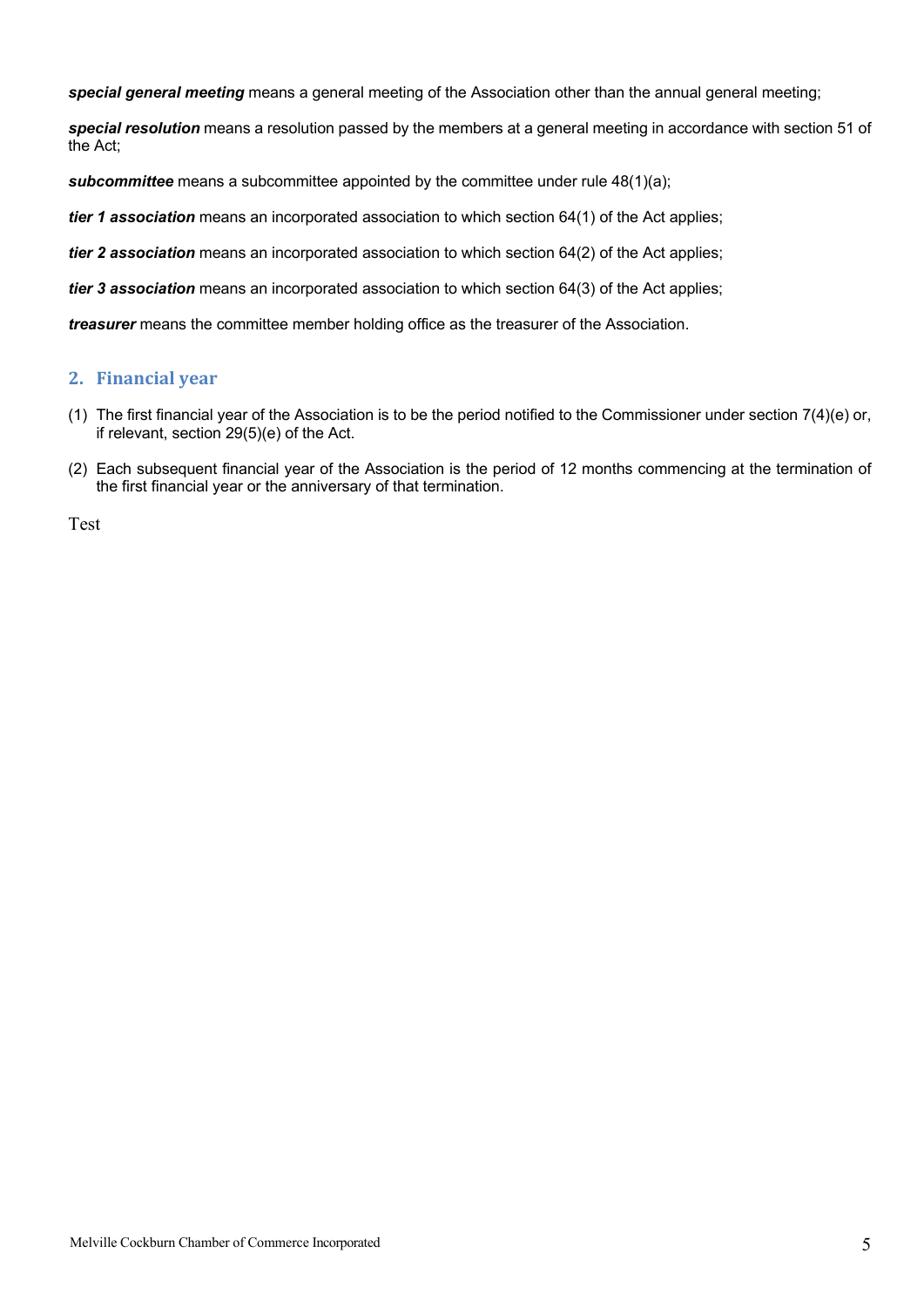***special general meeting*** means a general meeting of the Association other than the annual general meeting;

***special resolution*** means a resolution passed by the members at a general meeting in accordance with section 51 of the Act;

***subcommittee*** means a subcommittee appointed by the committee under rule 48(1)(a);

***tier 1 association*** means an incorporated association to which section 64(1) of the Act applies;

***tier 2 association*** means an incorporated association to which section 64(2) of the Act applies;

***tier 3 association*** means an incorporated association to which section 64(3) of the Act applies;

***treasurer*** means the committee member holding office as the treasurer of the Association.

## 2. Financial year

(1) The first financial year of the Association is to be the period notified to the Commissioner under section 7(4)(e) or, if relevant, section 29(5)(e) of the Act.

(2) Each subsequent financial year of the Association is the period of 12 months commencing at the termination of the first financial year or the anniversary of that termination.

Test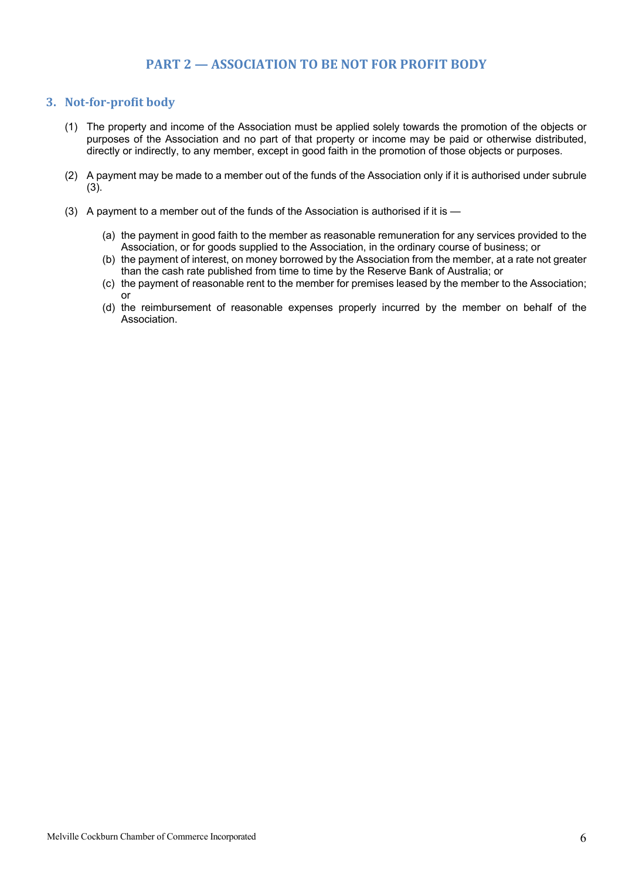## PART 2 — ASSOCIATION TO BE NOT FOR PROFIT BODY

### 3. Not-for-profit body

(1) The property and income of the Association must be applied solely towards the promotion of the objects or purposes of the Association and no part of that property or income may be paid or otherwise distributed, directly or indirectly, to any member, except in good faith in the promotion of those objects or purposes.

(2) A payment may be made to a member out of the funds of the Association only if it is authorised under subrule (3).

(3) A payment to a member out of the funds of the Association is authorised if it is —

(a) the payment in good faith to the member as reasonable remuneration for any services provided to the Association, or for goods supplied to the Association, in the ordinary course of business; or
(b) the payment of interest, on money borrowed by the Association from the member, at a rate not greater than the cash rate published from time to time by the Reserve Bank of Australia; or
(c) the payment of reasonable rent to the member for premises leased by the member to the Association; or
(d) the reimbursement of reasonable expenses properly incurred by the member on behalf of the Association.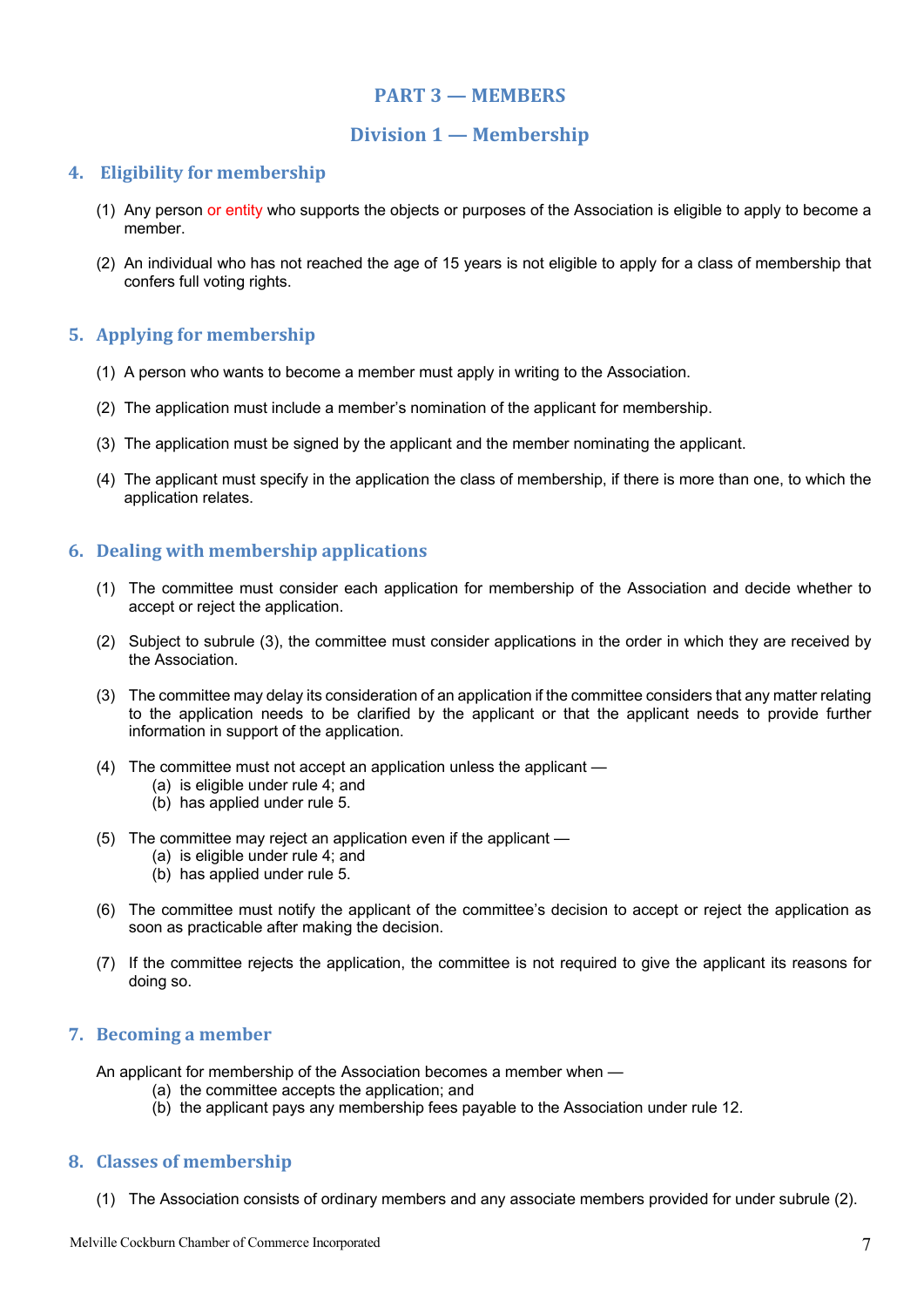# PART 3 — MEMBERS

## Division 1 — Membership

### 4. Eligibility for membership

(1) Any person or entity who supports the objects or purposes of the Association is eligible to apply to become a member.

(2) An individual who has not reached the age of 15 years is not eligible to apply for a class of membership that confers full voting rights.

### 5. Applying for membership

(1) A person who wants to become a member must apply in writing to the Association.

(2) The application must include a member's nomination of the applicant for membership.

(3) The application must be signed by the applicant and the member nominating the applicant.

(4) The applicant must specify in the application the class of membership, if there is more than one, to which the application relates.

### 6. Dealing with membership applications

(1) The committee must consider each application for membership of the Association and decide whether to accept or reject the application.

(2) Subject to subrule (3), the committee must consider applications in the order in which they are received by the Association.

(3) The committee may delay its consideration of an application if the committee considers that any matter relating to the application needs to be clarified by the applicant or that the applicant needs to provide further information in support of the application.

(4) The committee must not accept an application unless the applicant —
  (a) is eligible under rule 4; and
  (b) has applied under rule 5.

(5) The committee may reject an application even if the applicant —
  (a) is eligible under rule 4; and
  (b) has applied under rule 5.

(6) The committee must notify the applicant of the committee's decision to accept or reject the application as soon as practicable after making the decision.

(7) If the committee rejects the application, the committee is not required to give the applicant its reasons for doing so.

### 7. Becoming a member

An applicant for membership of the Association becomes a member when —
  (a) the committee accepts the application; and
  (b) the applicant pays any membership fees payable to the Association under rule 12.

### 8. Classes of membership

(1) The Association consists of ordinary members and any associate members provided for under subrule (2).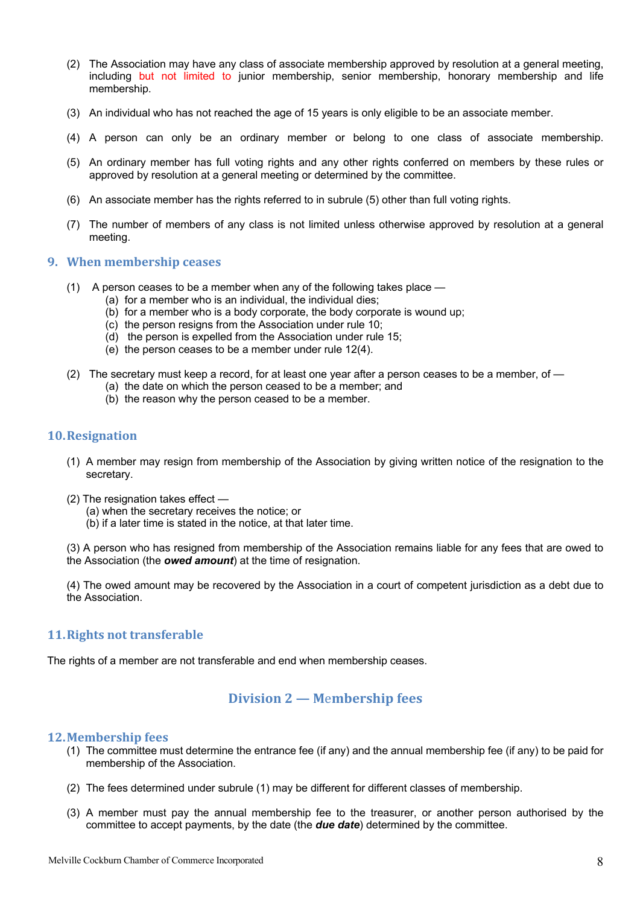(2) The Association may have any class of associate membership approved by resolution at a general meeting, including but not limited to junior membership, senior membership, honorary membership and life membership.

(3) An individual who has not reached the age of 15 years is only eligible to be an associate member.

(4) A person can only be an ordinary member or belong to one class of associate membership.

(5) An ordinary member has full voting rights and any other rights conferred on members by these rules or approved by resolution at a general meeting or determined by the committee.

(6) An associate member has the rights referred to in subrule (5) other than full voting rights.

(7) The number of members of any class is not limited unless otherwise approved by resolution at a general meeting.

## 9. When membership ceases

(1) A person ceases to be a member when any of the following takes place —
- (a) for a member who is an individual, the individual dies;
- (b) for a member who is a body corporate, the body corporate is wound up;
- (c) the person resigns from the Association under rule 10;
- (d) the person is expelled from the Association under rule 15;
- (e) the person ceases to be a member under rule 12(4).

(2) The secretary must keep a record, for at least one year after a person ceases to be a member, of —
- (a) the date on which the person ceased to be a member; and
- (b) the reason why the person ceased to be a member.

## 10. Resignation

(1) A member may resign from membership of the Association by giving written notice of the resignation to the secretary.

(2) The resignation takes effect —
- (a) when the secretary receives the notice; or
- (b) if a later time is stated in the notice, at that later time.

(3) A person who has resigned from membership of the Association remains liable for any fees that are owed to the Association (the ***owed amount***) at the time of resignation.

(4) The owed amount may be recovered by the Association in a court of competent jurisdiction as a debt due to the Association.

## 11. Rights not transferable

The rights of a member are not transferable and end when membership ceases.

# Division 2 — Membership fees

## 12. Membership fees

(1) The committee must determine the entrance fee (if any) and the annual membership fee (if any) to be paid for membership of the Association.

(2) The fees determined under subrule (1) may be different for different classes of membership.

(3) A member must pay the annual membership fee to the treasurer, or another person authorised by the committee to accept payments, by the date (the ***due date***) determined by the committee.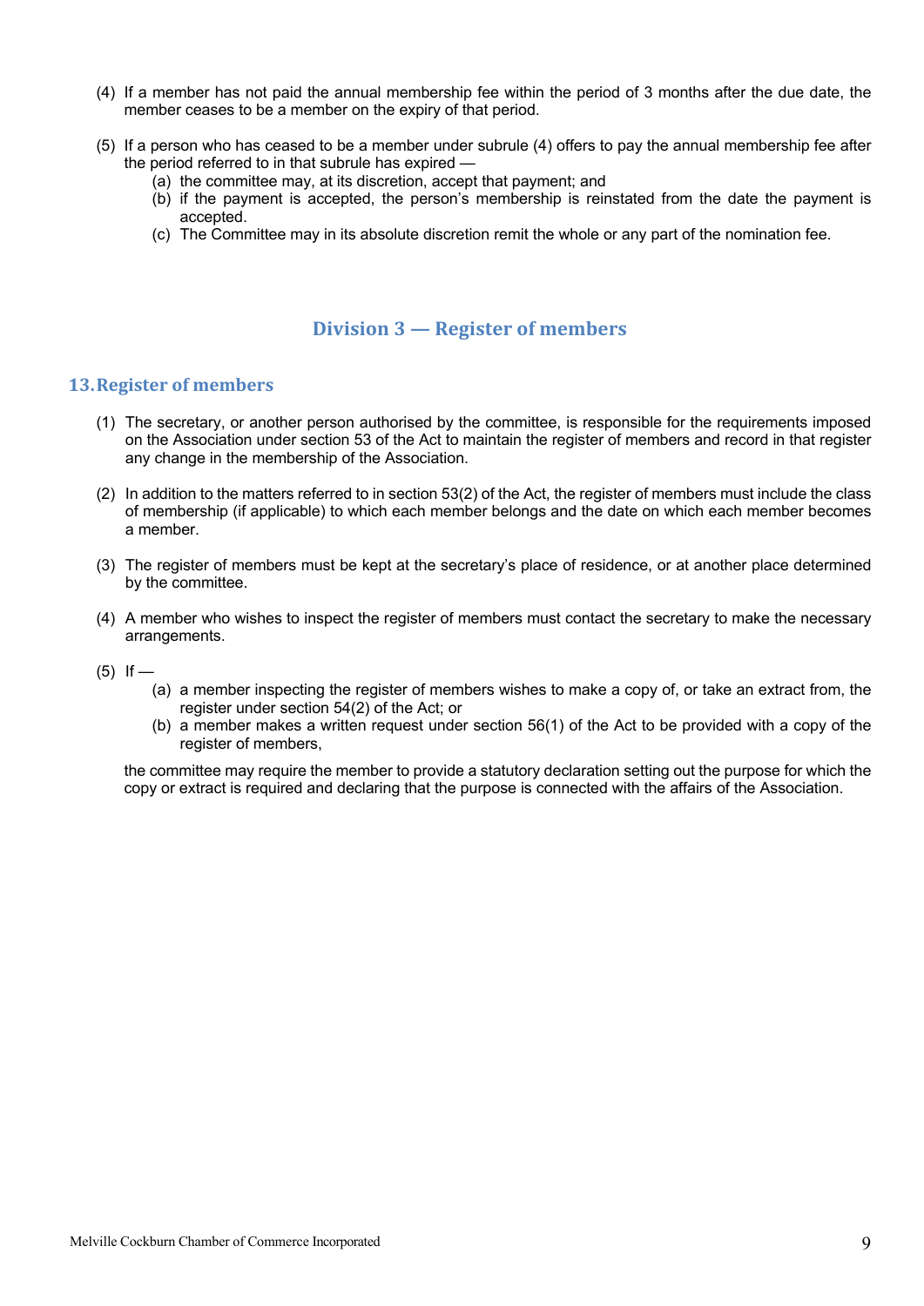(4) If a member has not paid the annual membership fee within the period of 3 months after the due date, the member ceases to be a member on the expiry of that period.

(5) If a person who has ceased to be a member under subrule (4) offers to pay the annual membership fee after the period referred to in that subrule has expired —

   (a) the committee may, at its discretion, accept that payment; and
   (b) if the payment is accepted, the person's membership is reinstated from the date the payment is accepted.
   (c) The Committee may in its absolute discretion remit the whole or any part of the nomination fee.

## Division 3 — Register of members

### 13. Register of members

(1) The secretary, or another person authorised by the committee, is responsible for the requirements imposed on the Association under section 53 of the Act to maintain the register of members and record in that register any change in the membership of the Association.

(2) In addition to the matters referred to in section 53(2) of the Act, the register of members must include the class of membership (if applicable) to which each member belongs and the date on which each member becomes a member.

(3) The register of members must be kept at the secretary's place of residence, or at another place determined by the committee.

(4) A member who wishes to inspect the register of members must contact the secretary to make the necessary arrangements.

(5) If —

   (a) a member inspecting the register of members wishes to make a copy of, or take an extract from, the register under section 54(2) of the Act; or
   (b) a member makes a written request under section 56(1) of the Act to be provided with a copy of the register of members,

the committee may require the member to provide a statutory declaration setting out the purpose for which the copy or extract is required and declaring that the purpose is connected with the affairs of the Association.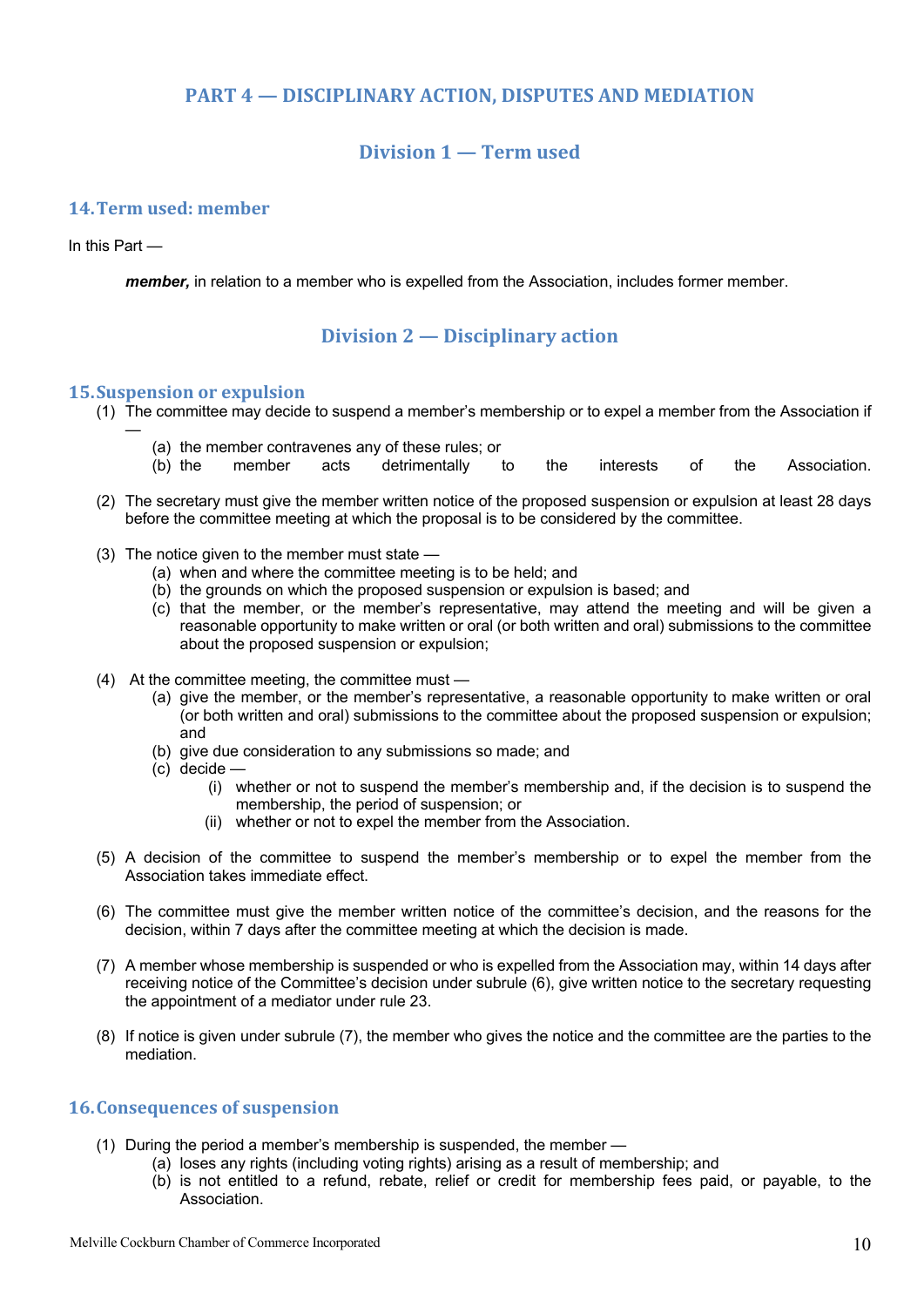# PART 4 — DISCIPLINARY ACTION, DISPUTES AND MEDIATION

## Division 1 — Term used

### 14. Term used: member

In this Part —

> ***member,*** in relation to a member who is expelled from the Association, includes former member.

## Division 2 — Disciplinary action

### 15. Suspension or expulsion

(1) The committee may decide to suspend a member's membership or to expel a member from the Association if —

- (a) the member contravenes any of these rules; or
- (b) the member acts detrimentally to the interests of the Association.

(2) The secretary must give the member written notice of the proposed suspension or expulsion at least 28 days before the committee meeting at which the proposal is to be considered by the committee.

(3) The notice given to the member must state —

- (a) when and where the committee meeting is to be held; and
- (b) the grounds on which the proposed suspension or expulsion is based; and
- (c) that the member, or the member's representative, may attend the meeting and will be given a reasonable opportunity to make written or oral (or both written and oral) submissions to the committee about the proposed suspension or expulsion;

(4) At the committee meeting, the committee must —

- (a) give the member, or the member's representative, a reasonable opportunity to make written or oral (or both written and oral) submissions to the committee about the proposed suspension or expulsion; and
- (b) give due consideration to any submissions so made; and
- (c) decide —
  - (i) whether or not to suspend the member's membership and, if the decision is to suspend the membership, the period of suspension; or
  - (ii) whether or not to expel the member from the Association.

(5) A decision of the committee to suspend the member's membership or to expel the member from the Association takes immediate effect.

(6) The committee must give the member written notice of the committee's decision, and the reasons for the decision, within 7 days after the committee meeting at which the decision is made.

(7) A member whose membership is suspended or who is expelled from the Association may, within 14 days after receiving notice of the Committee's decision under subrule (6), give written notice to the secretary requesting the appointment of a mediator under rule 23.

(8) If notice is given under subrule (7), the member who gives the notice and the committee are the parties to the mediation.

### 16. Consequences of suspension

(1) During the period a member's membership is suspended, the member —

- (a) loses any rights (including voting rights) arising as a result of membership; and
- (b) is not entitled to a refund, rebate, relief or credit for membership fees paid, or payable, to the Association.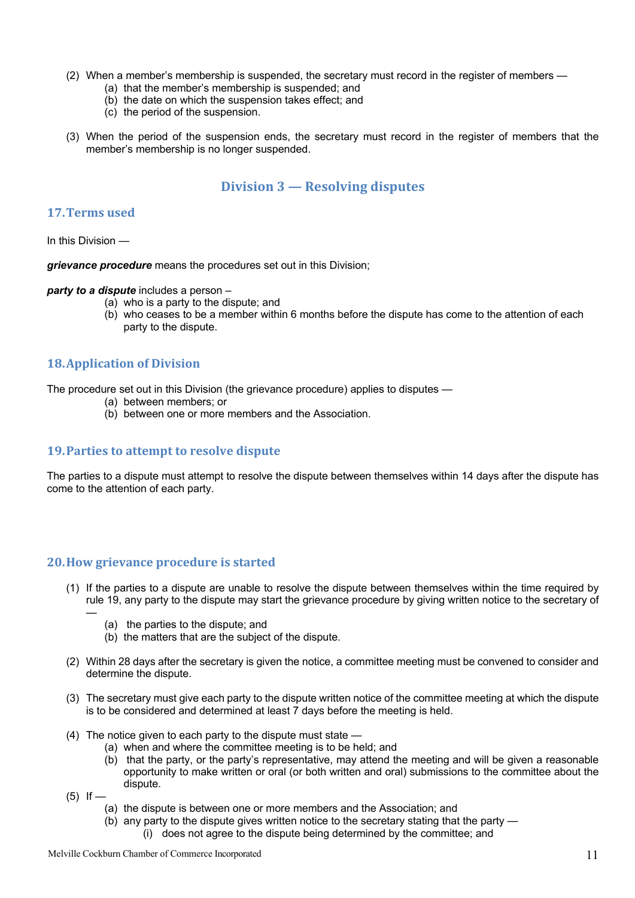(2) When a member's membership is suspended, the secretary must record in the register of members —

(a) that the member's membership is suspended; and
(b) the date on which the suspension takes effect; and
(c) the period of the suspension.

(3) When the period of the suspension ends, the secretary must record in the register of members that the member's membership is no longer suspended.

## Division 3 — Resolving disputes

### 17. Terms used

In this Division —

***grievance procedure*** means the procedures set out in this Division;

***party to a dispute*** includes a person –

(a) who is a party to the dispute; and
(b) who ceases to be a member within 6 months before the dispute has come to the attention of each party to the dispute.

### 18. Application of Division

The procedure set out in this Division (the grievance procedure) applies to disputes —

(a) between members; or
(b) between one or more members and the Association.

### 19. Parties to attempt to resolve dispute

The parties to a dispute must attempt to resolve the dispute between themselves within 14 days after the dispute has come to the attention of each party.

### 20. How grievance procedure is started

(1) If the parties to a dispute are unable to resolve the dispute between themselves within the time required by rule 19, any party to the dispute may start the grievance procedure by giving written notice to the secretary of —

(a) the parties to the dispute; and
(b) the matters that are the subject of the dispute.

(2) Within 28 days after the secretary is given the notice, a committee meeting must be convened to consider and determine the dispute.

(3) The secretary must give each party to the dispute written notice of the committee meeting at which the dispute is to be considered and determined at least 7 days before the meeting is held.

(4) The notice given to each party to the dispute must state —

(a) when and where the committee meeting is to be held; and
(b) that the party, or the party's representative, may attend the meeting and will be given a reasonable opportunity to make written or oral (or both written and oral) submissions to the committee about the dispute.

(5) If —

(a) the dispute is between one or more members and the Association; and
(b) any party to the dispute gives written notice to the secretary stating that the party —
 (i) does not agree to the dispute being determined by the committee; and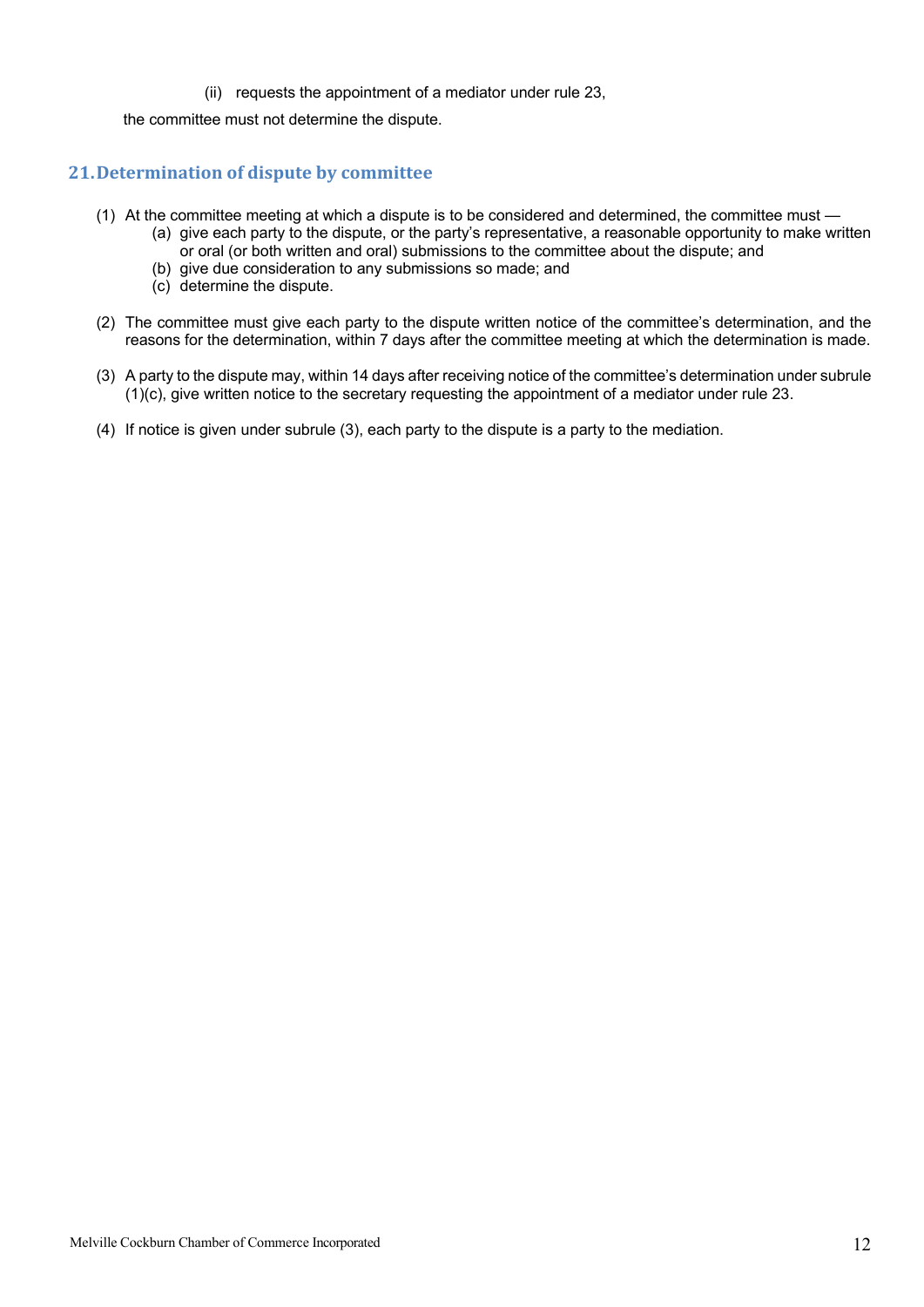(ii) requests the appointment of a mediator under rule 23,

the committee must not determine the dispute.

## 21. Determination of dispute by committee

(1) At the committee meeting at which a dispute is to be considered and determined, the committee must —

  (a) give each party to the dispute, or the party's representative, a reasonable opportunity to make written or oral (or both written and oral) submissions to the committee about the dispute; and

  (b) give due consideration to any submissions so made; and

  (c) determine the dispute.

(2) The committee must give each party to the dispute written notice of the committee's determination, and the reasons for the determination, within 7 days after the committee meeting at which the determination is made.

(3) A party to the dispute may, within 14 days after receiving notice of the committee's determination under subrule (1)(c), give written notice to the secretary requesting the appointment of a mediator under rule 23.

(4) If notice is given under subrule (3), each party to the dispute is a party to the mediation.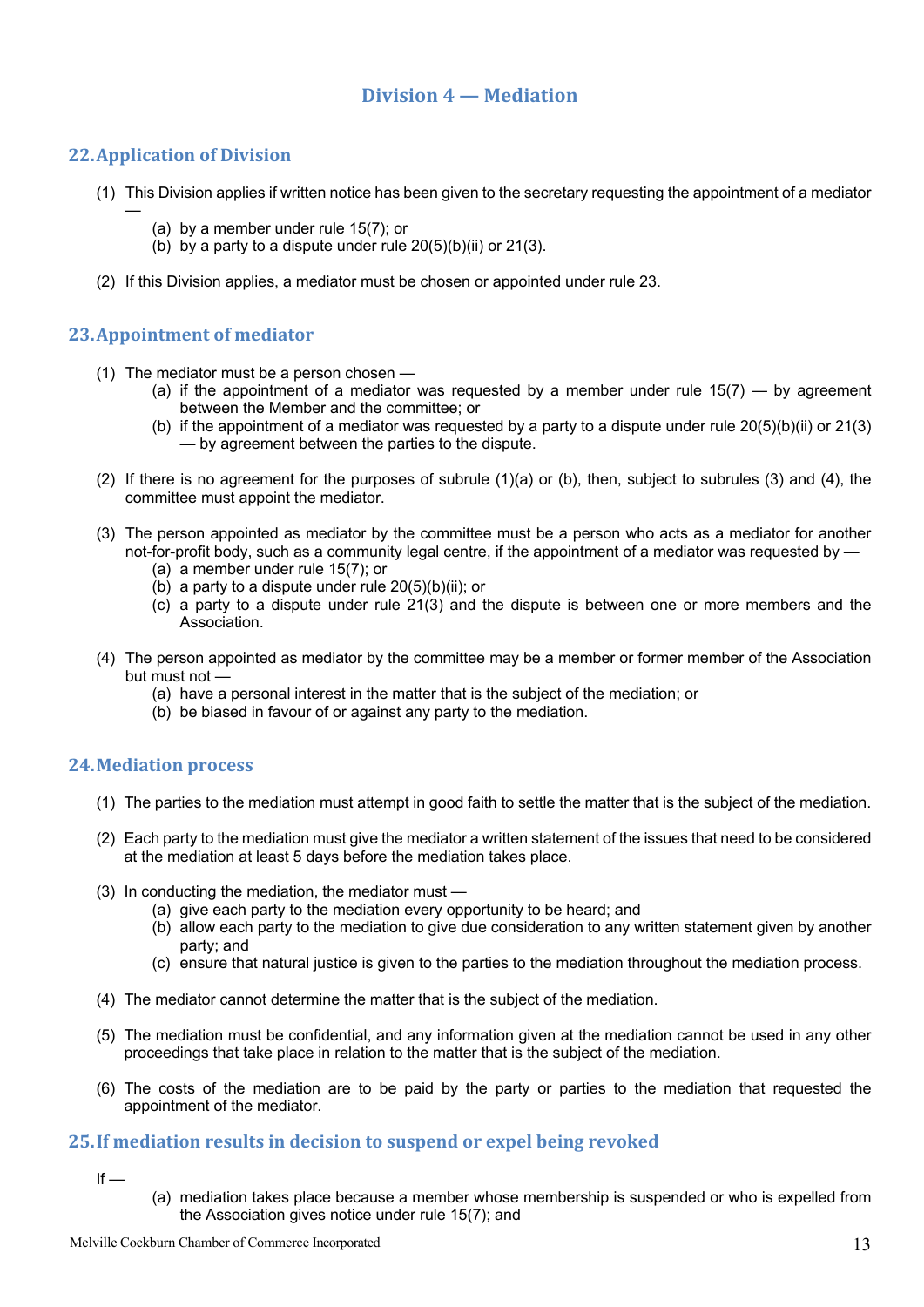# Division 4 — Mediation

## 22. Application of Division

(1) This Division applies if written notice has been given to the secretary requesting the appointment of a mediator —

- (a) by a member under rule 15(7); or
- (b) by a party to a dispute under rule 20(5)(b)(ii) or 21(3).

(2) If this Division applies, a mediator must be chosen or appointed under rule 23.

## 23. Appointment of mediator

(1) The mediator must be a person chosen —

- (a) if the appointment of a mediator was requested by a member under rule 15(7) — by agreement between the Member and the committee; or
- (b) if the appointment of a mediator was requested by a party to a dispute under rule 20(5)(b)(ii) or 21(3) — by agreement between the parties to the dispute.

(2) If there is no agreement for the purposes of subrule (1)(a) or (b), then, subject to subrules (3) and (4), the committee must appoint the mediator.

(3) The person appointed as mediator by the committee must be a person who acts as a mediator for another not-for-profit body, such as a community legal centre, if the appointment of a mediator was requested by —

- (a) a member under rule 15(7); or
- (b) a party to a dispute under rule 20(5)(b)(ii); or
- (c) a party to a dispute under rule 21(3) and the dispute is between one or more members and the Association.

(4) The person appointed as mediator by the committee may be a member or former member of the Association but must not —

- (a) have a personal interest in the matter that is the subject of the mediation; or
- (b) be biased in favour of or against any party to the mediation.

## 24. Mediation process

(1) The parties to the mediation must attempt in good faith to settle the matter that is the subject of the mediation.

(2) Each party to the mediation must give the mediator a written statement of the issues that need to be considered at the mediation at least 5 days before the mediation takes place.

(3) In conducting the mediation, the mediator must —

- (a) give each party to the mediation every opportunity to be heard; and
- (b) allow each party to the mediation to give due consideration to any written statement given by another party; and
- (c) ensure that natural justice is given to the parties to the mediation throughout the mediation process.

(4) The mediator cannot determine the matter that is the subject of the mediation.

(5) The mediation must be confidential, and any information given at the mediation cannot be used in any other proceedings that take place in relation to the matter that is the subject of the mediation.

(6) The costs of the mediation are to be paid by the party or parties to the mediation that requested the appointment of the mediator.

## 25. If mediation results in decision to suspend or expel being revoked

If —

- (a) mediation takes place because a member whose membership is suspended or who is expelled from the Association gives notice under rule 15(7); and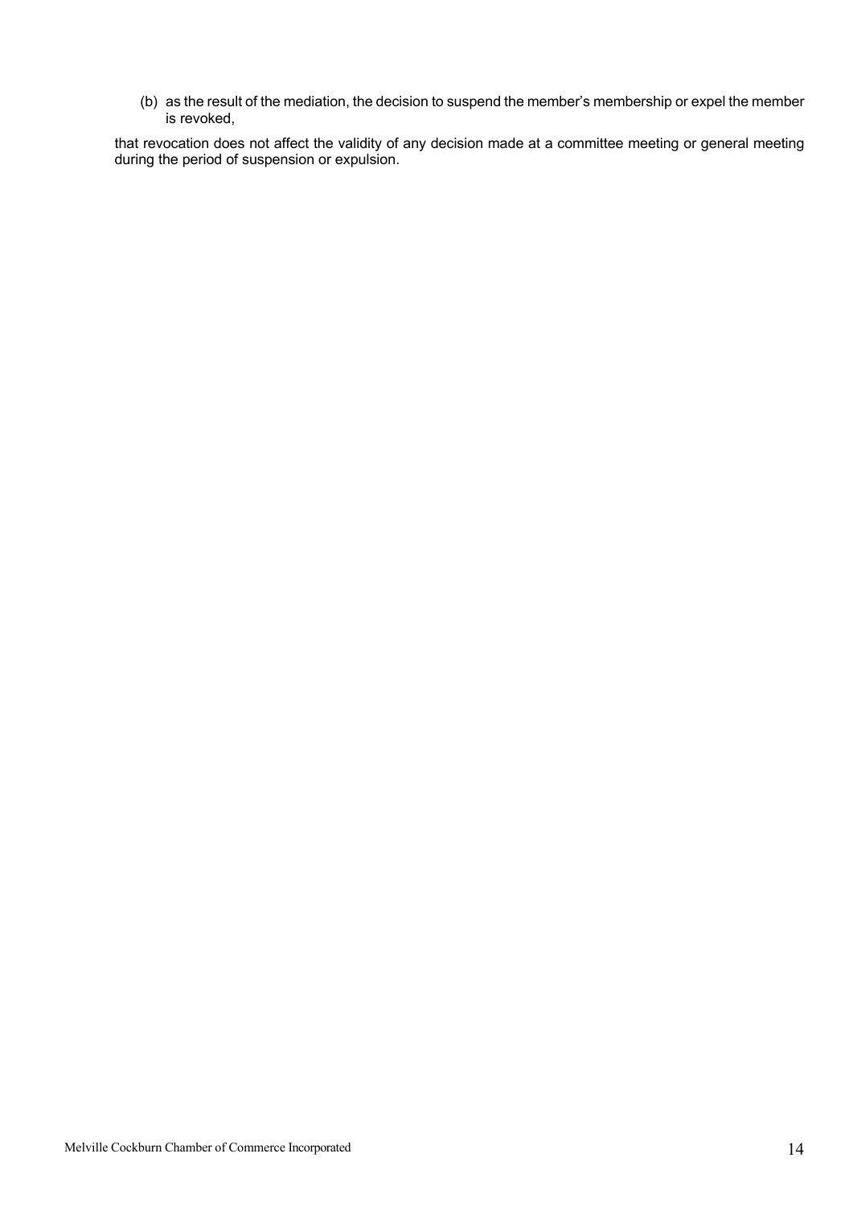(b) as the result of the mediation, the decision to suspend the member's membership or expel the member is revoked,

that revocation does not affect the validity of any decision made at a committee meeting or general meeting during the period of suspension or expulsion.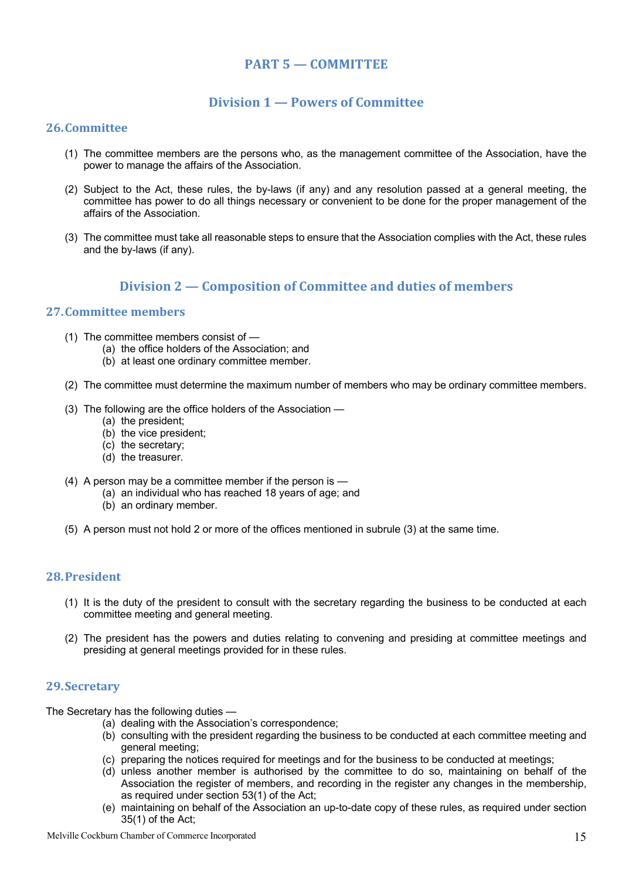# PART 5 — COMMITTEE

## Division 1 — Powers of Committee

### 26. Committee

(1) The committee members are the persons who, as the management committee of the Association, have the power to manage the affairs of the Association.

(2) Subject to the Act, these rules, the by-laws (if any) and any resolution passed at a general meeting, the committee has power to do all things necessary or convenient to be done for the proper management of the affairs of the Association.

(3) The committee must take all reasonable steps to ensure that the Association complies with the Act, these rules and the by-laws (if any).

## Division 2 — Composition of Committee and duties of members

### 27. Committee members

(1) The committee members consist of —
  (a) the office holders of the Association; and
  (b) at least one ordinary committee member.

(2) The committee must determine the maximum number of members who may be ordinary committee members.

(3) The following are the office holders of the Association —
  (a) the president;
  (b) the vice president;
  (c) the secretary;
  (d) the treasurer.

(4) A person may be a committee member if the person is —
  (a) an individual who has reached 18 years of age; and
  (b) an ordinary member.

(5) A person must not hold 2 or more of the offices mentioned in subrule (3) at the same time.

### 28. President

(1) It is the duty of the president to consult with the secretary regarding the business to be conducted at each committee meeting and general meeting.

(2) The president has the powers and duties relating to convening and presiding at committee meetings and presiding at general meetings provided for in these rules.

### 29. Secretary

The Secretary has the following duties —
  (a) dealing with the Association's correspondence;
  (b) consulting with the president regarding the business to be conducted at each committee meeting and general meeting;
  (c) preparing the notices required for meetings and for the business to be conducted at meetings;
  (d) unless another member is authorised by the committee to do so, maintaining on behalf of the Association the register of members, and recording in the register any changes in the membership, as required under section 53(1) of the Act;
  (e) maintaining on behalf of the Association an up-to-date copy of these rules, as required under section 35(1) of the Act;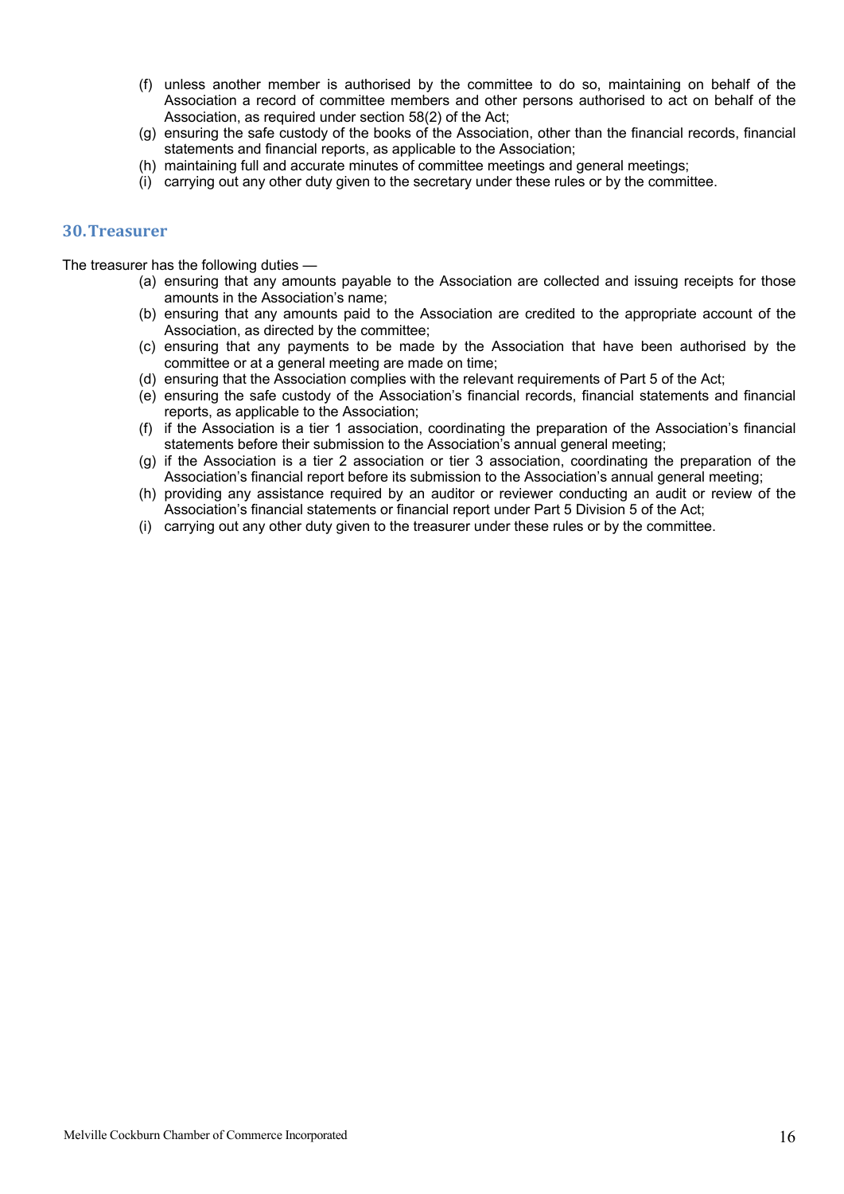(f) unless another member is authorised by the committee to do so, maintaining on behalf of the Association a record of committee members and other persons authorised to act on behalf of the Association, as required under section 58(2) of the Act;
(g) ensuring the safe custody of the books of the Association, other than the financial records, financial statements and financial reports, as applicable to the Association;
(h) maintaining full and accurate minutes of committee meetings and general meetings;
(i) carrying out any other duty given to the secretary under these rules or by the committee.

## 30. Treasurer

The treasurer has the following duties —

(a) ensuring that any amounts payable to the Association are collected and issuing receipts for those amounts in the Association's name;
(b) ensuring that any amounts paid to the Association are credited to the appropriate account of the Association, as directed by the committee;
(c) ensuring that any payments to be made by the Association that have been authorised by the committee or at a general meeting are made on time;
(d) ensuring that the Association complies with the relevant requirements of Part 5 of the Act;
(e) ensuring the safe custody of the Association's financial records, financial statements and financial reports, as applicable to the Association;
(f) if the Association is a tier 1 association, coordinating the preparation of the Association's financial statements before their submission to the Association's annual general meeting;
(g) if the Association is a tier 2 association or tier 3 association, coordinating the preparation of the Association's financial report before its submission to the Association's annual general meeting;
(h) providing any assistance required by an auditor or reviewer conducting an audit or review of the Association's financial statements or financial report under Part 5 Division 5 of the Act;
(i) carrying out any other duty given to the treasurer under these rules or by the committee.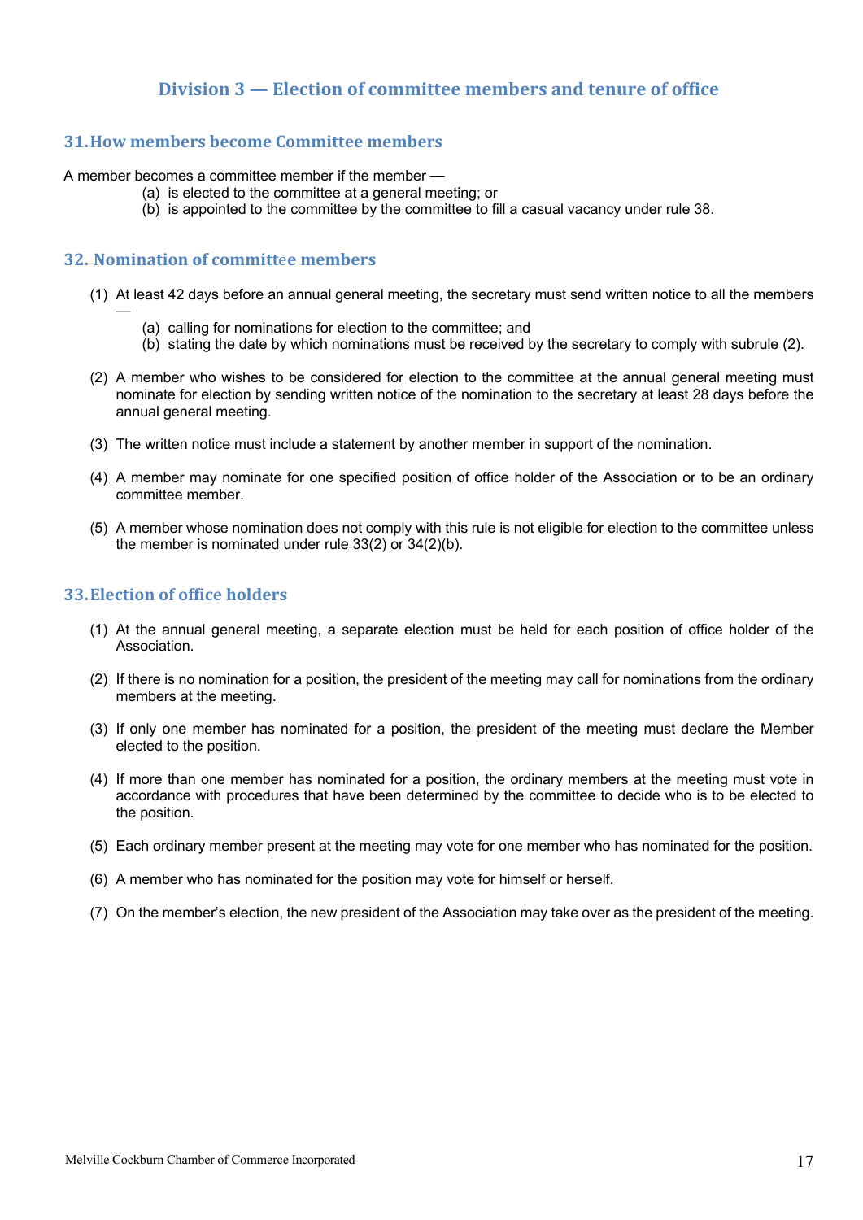## Division 3 — Election of committee members and tenure of office

### 31. How members become Committee members

A member becomes a committee member if the member —

- (a) is elected to the committee at a general meeting; or
- (b) is appointed to the committee by the committee to fill a casual vacancy under rule 38.

### 32. Nomination of committee members

(1) At least 42 days before an annual general meeting, the secretary must send written notice to all the members —

- (a) calling for nominations for election to the committee; and
- (b) stating the date by which nominations must be received by the secretary to comply with subrule (2).

(2) A member who wishes to be considered for election to the committee at the annual general meeting must nominate for election by sending written notice of the nomination to the secretary at least 28 days before the annual general meeting.

(3) The written notice must include a statement by another member in support of the nomination.

(4) A member may nominate for one specified position of office holder of the Association or to be an ordinary committee member.

(5) A member whose nomination does not comply with this rule is not eligible for election to the committee unless the member is nominated under rule 33(2) or 34(2)(b).

### 33. Election of office holders

(1) At the annual general meeting, a separate election must be held for each position of office holder of the Association.

(2) If there is no nomination for a position, the president of the meeting may call for nominations from the ordinary members at the meeting.

(3) If only one member has nominated for a position, the president of the meeting must declare the Member elected to the position.

(4) If more than one member has nominated for a position, the ordinary members at the meeting must vote in accordance with procedures that have been determined by the committee to decide who is to be elected to the position.

(5) Each ordinary member present at the meeting may vote for one member who has nominated for the position.

(6) A member who has nominated for the position may vote for himself or herself.

(7) On the member's election, the new president of the Association may take over as the president of the meeting.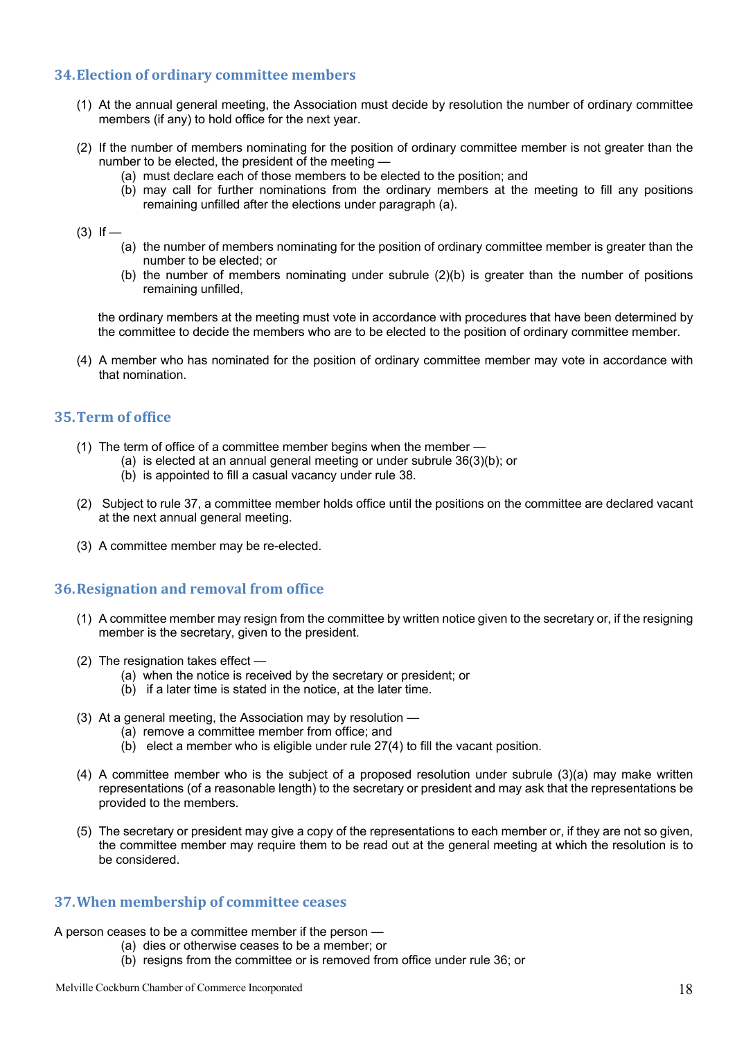## 34. Election of ordinary committee members

(1) At the annual general meeting, the Association must decide by resolution the number of ordinary committee members (if any) to hold office for the next year.

(2) If the number of members nominating for the position of ordinary committee member is not greater than the number to be elected, the president of the meeting —

- (a) must declare each of those members to be elected to the position; and
- (b) may call for further nominations from the ordinary members at the meeting to fill any positions remaining unfilled after the elections under paragraph (a).

(3) If —

- (a) the number of members nominating for the position of ordinary committee member is greater than the number to be elected; or
- (b) the number of members nominating under subrule 2(2)(b) is greater than the number of positions remaining unfilled,

the ordinary members at the meeting must vote in accordance with procedures that have been determined by the committee to decide the members who are to be elected to the position of ordinary committee member.

(4) A member who has nominated for the position of ordinary committee member may vote in accordance with that nomination.

## 35. Term of office

(1) The term of office of a committee member begins when the member —

- (a) is elected at an annual general meeting or under subrule 36(3)(b); or
- (b) is appointed to fill a casual vacancy under rule 38.

(2) Subject to rule 37, a committee member holds office until the positions on the committee are declared vacant at the next annual general meeting.

(3) A committee member may be re-elected.

## 36. Resignation and removal from office

(1) A committee member may resign from the committee by written notice given to the secretary or, if the resigning member is the secretary, given to the president.

(2) The resignation takes effect —

- (a) when the notice is received by the secretary or president; or
- (b) if a later time is stated in the notice, at the later time.

(3) At a general meeting, the Association may by resolution —

- (a) remove a committee member from office; and
- (b) elect a member who is eligible under rule 27(4) to fill the vacant position.

(4) A committee member who is the subject of a proposed resolution under subrule (3)(a) may make written representations (of a reasonable length) to the secretary or president and may ask that the representations be provided to the members.

(5) The secretary or president may give a copy of the representations to each member or, if they are not so given, the committee member may require them to be read out at the general meeting at which the resolution is to be considered.

## 37. When membership of committee ceases

A person ceases to be a committee member if the person —

- (a) dies or otherwise ceases to be a member; or
- (b) resigns from the committee or is removed from office under rule 36; or

## 34. Election of ordinary committee members

(1) At the annual general meeting, the Association must decide by resolution the number of ordinary committee members (if any) to hold office for the next year.

(2) If the number of members nominating for the position of ordinary committee member is not greater than the number to be elected, the president of the meeting —

- (a) must declare each of those members to be elected to the position; and
- (b) may call for further nominations from the ordinary members at the meeting to fill any positions remaining unfilled after the elections under paragraph (a).

(3) If —

- (a) the number of members nominating for the position of ordinary committee member is greater than the number to be elected; or
- (b) the number of members nominating under subrule (2)(b) is greater than the number of positions remaining unfilled,

the ordinary members at the meeting must vote in accordance with procedures that have been determined by the committee to decide the members who are to be elected to the position of ordinary committee member.

(4) A member who has nominated for the position of ordinary committee member may vote in accordance with that nomination.

## 35. Term of office

(1) The term of office of a committee member begins when the member —

- (a) is elected at an annual general meeting or under subrule 36(3)(b); or
- (b) is appointed to fill a casual vacancy under rule 38.

(2) Subject to rule 37, a committee member holds office until the positions on the committee are declared vacant at the next annual general meeting.

(3) A committee member may be re-elected.

## 36. Resignation and removal from office

(1) A committee member may resign from the committee by written notice given to the secretary or, if the resigning member is the secretary, given to the president.

(2) The resignation takes effect —

- (a) when the notice is received by the secretary or president; or
- (b) if a later time is stated in the notice, at the later time.

(3) At a general meeting, the Association may by resolution —

- (a) remove a committee member from office; and
- (b) elect a member who is eligible under rule 27(4) to fill the vacant position.

(4) A committee member who is the subject of a proposed resolution under subrule (3)(a) may make written representations (of a reasonable length) to the secretary or president and may ask that the representations be provided to the members.

(5) The secretary or president may give a copy of the representations to each member or, if they are not so given, the committee member may require them to be read out at the general meeting at which the resolution is to be considered.

## 37. When membership of committee ceases

A person ceases to be a committee member if the person —

- (a) dies or otherwise ceases to be a member; or
- (b) resigns from the committee or is removed from office under rule 36; or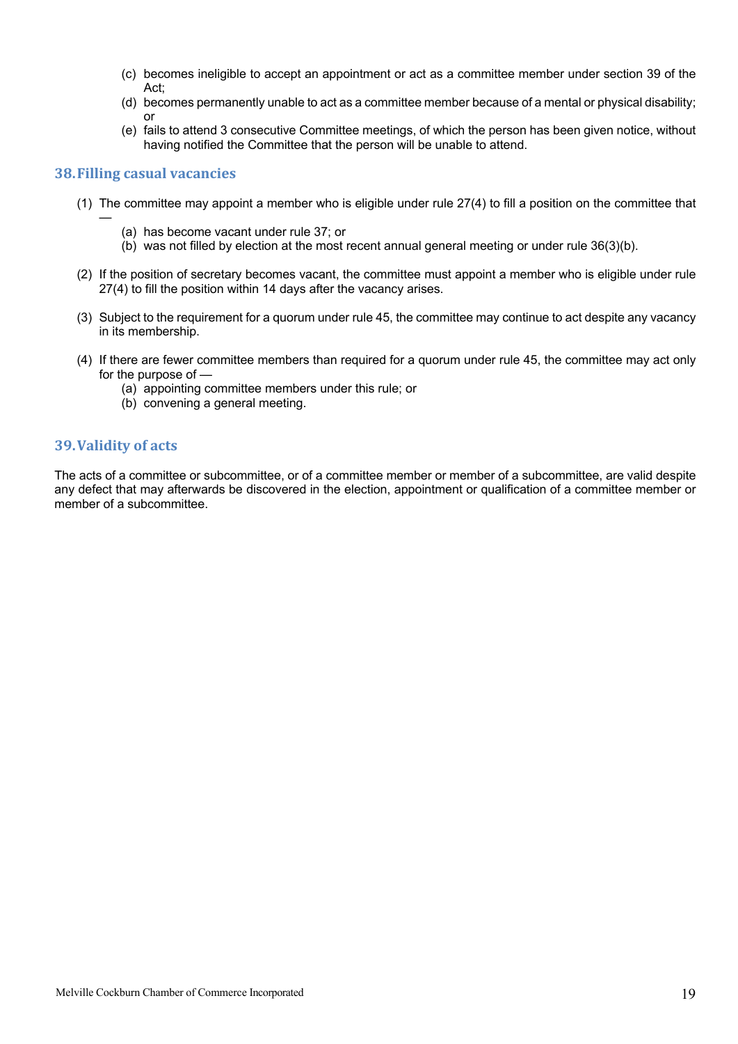(c) becomes ineligible to accept an appointment or act as a committee member under section 39 of the Act;
(d) becomes permanently unable to act as a committee member because of a mental or physical disability; or
(e) fails to attend 3 consecutive Committee meetings, of which the person has been given notice, without having notified the Committee that the person will be unable to attend.

## 38. Filling casual vacancies

(1) The committee may appoint a member who is eligible under rule 27(4) to fill a position on the committee that —
  (a) has become vacant under rule 37; or
  (b) was not filled by election at the most recent annual general meeting or under rule 36(3)(b).

(2) If the position of secretary becomes vacant, the committee must appoint a member who is eligible under rule 27(4) to fill the position within 14 days after the vacancy arises.

(3) Subject to the requirement for a quorum under rule 45, the committee may continue to act despite any vacancy in its membership.

(4) If there are fewer committee members than required for a quorum under rule 45, the committee may act only for the purpose of —
  (a) appointing committee members under this rule; or
  (b) convening a general meeting.

## 39. Validity of acts

The acts of a committee or subcommittee, or of a committee member or member of a subcommittee, are valid despite any defect that may afterwards be discovered in the election, appointment or qualification of a committee member or member of a subcommittee.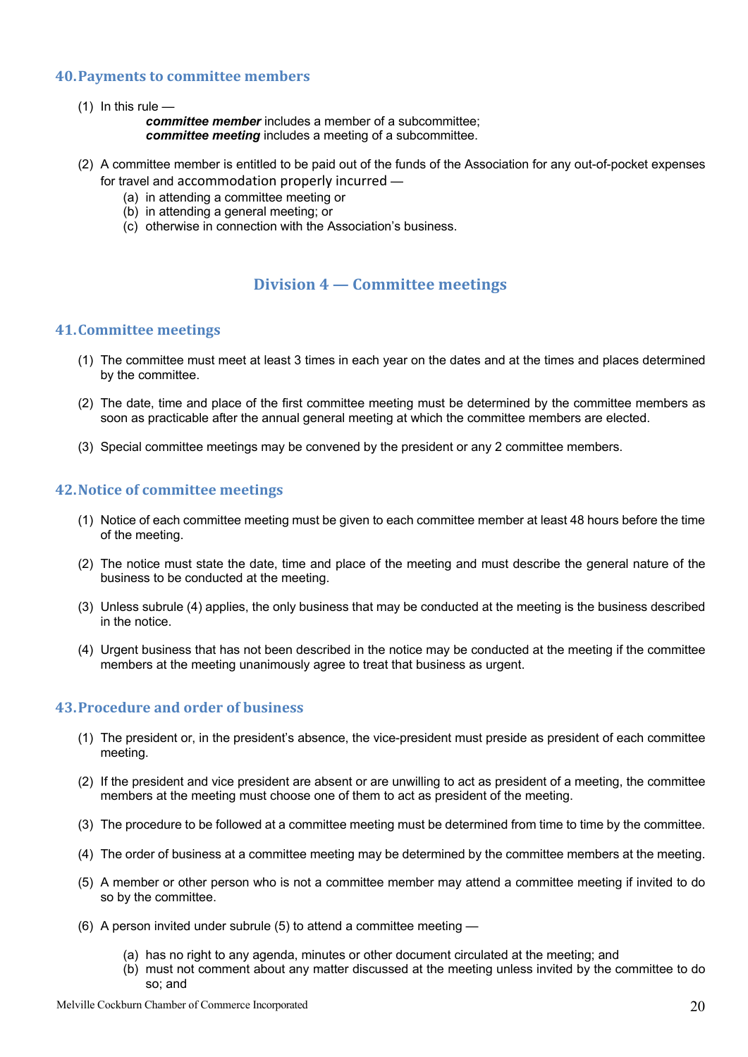## 40. Payments to committee members

(1) In this rule —

***committee member*** includes a member of a subcommittee;
***committee meeting*** includes a meeting of a subcommittee.

(2) A committee member is entitled to be paid out of the funds of the Association for any out-of-pocket expenses for travel and accommodation properly incurred —

(a) in attending a committee meeting or
(b) in attending a general meeting; or
(c) otherwise in connection with the Association's business.

## Division 4 — Committee meetings

## 41. Committee meetings

(1) The committee must meet at least 3 times in each year on the dates and at the times and places determined by the committee.

(2) The date, time and place of the first committee meeting must be determined by the committee members as soon as practicable after the annual general meeting at which the committee members are elected.

(3) Special committee meetings may be convened by the president or any 2 committee members.

## 42. Notice of committee meetings

(1) Notice of each committee meeting must be given to each committee member at least 48 hours before the time of the meeting.

(2) The notice must state the date, time and place of the meeting and must describe the general nature of the business to be conducted at the meeting.

(3) Unless subrule (4) applies, the only business that may be conducted at the meeting is the business described in the notice.

(4) Urgent business that has not been described in the notice may be conducted at the meeting if the committee members at the meeting unanimously agree to treat that business as urgent.

## 43. Procedure and order of business

(1) The president or, in the president's absence, the vice-president must preside as president of each committee meeting.

(2) If the president and vice president are absent or are unwilling to act as president of a meeting, the committee members at the meeting must choose one of them to act as president of the meeting.

(3) The procedure to be followed at a committee meeting must be determined from time to time by the committee.

(4) The order of business at a committee meeting may be determined by the committee members at the meeting.

(5) A member or other person who is not a committee member may attend a committee meeting if invited to do so by the committee.

(6) A person invited under subrule (5) to attend a committee meeting —

(a) has no right to any agenda, minutes or other document circulated at the meeting; and
(b) must not comment about any matter discussed at the meeting unless invited by the committee to do so; and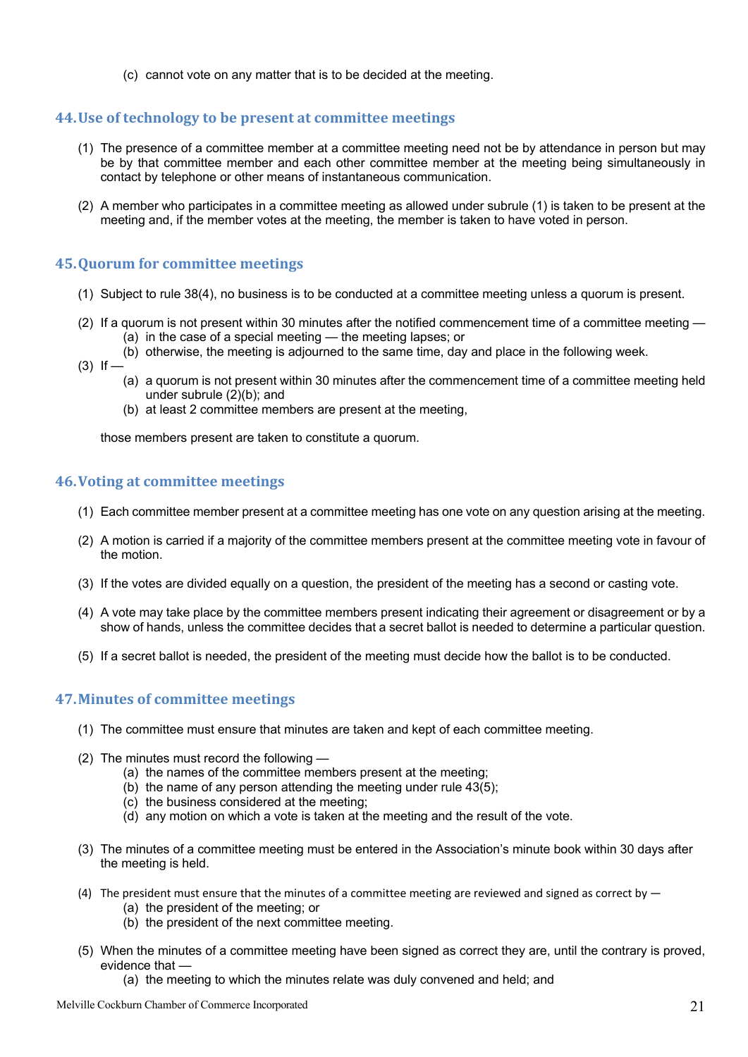(c) cannot vote on any matter that is to be decided at the meeting.

## 44. Use of technology to be present at committee meetings

(1) The presence of a committee member at a committee meeting need not be by attendance in person but may be by that committee member and each other committee member at the meeting being simultaneously in contact by telephone or other means of instantaneous communication.

(2) A member who participates in a committee meeting as allowed under subrule (1) is taken to be present at the meeting and, if the member votes at the meeting, the member is taken to have voted in person.

## 45. Quorum for committee meetings

(1) Subject to rule 38(4), no business is to be conducted at a committee meeting unless a quorum is present.

(2) If a quorum is not present within 30 minutes after the notified commencement time of a committee meeting —
  (a) in the case of a special meeting — the meeting lapses; or
  (b) otherwise, the meeting is adjourned to the same time, day and place in the following week.

(3) If —
  (a) a quorum is not present within 30 minutes after the commencement time of a committee meeting held under subrule (2)(b); and
  (b) at least 2 committee members are present at the meeting,

those members present are taken to constitute a quorum.

## 46. Voting at committee meetings

(1) Each committee member present at a committee meeting has one vote on any question arising at the meeting.

(2) A motion is carried if a majority of the committee members present at the committee meeting vote in favour of the motion.

(3) If the votes are divided equally on a question, the president of the meeting has a second or casting vote.

(4) A vote may take place by the committee members present indicating their agreement or disagreement or by a show of hands, unless the committee decides that a secret ballot is needed to determine a particular question.

(5) If a secret ballot is needed, the president of the meeting must decide how the ballot is to be conducted.

## 47. Minutes of committee meetings

(1) The committee must ensure that minutes are taken and kept of each committee meeting.

(2) The minutes must record the following —
  (a) the names of the committee members present at the meeting;
  (b) the name of any person attending the meeting under rule 43(5);
  (c) the business considered at the meeting;
  (d) any motion on which a vote is taken at the meeting and the result of the vote.

(3) The minutes of a committee meeting must be entered in the Association's minute book within 30 days after the meeting is held.

(4) The president must ensure that the minutes of a committee meeting are reviewed and signed as correct by —
  (a) the president of the meeting; or
  (b) the president of the next committee meeting.

(5) When the minutes of a committee meeting have been signed as correct they are, until the contrary is proved, evidence that —
  (a) the meeting to which the minutes relate was duly convened and held; and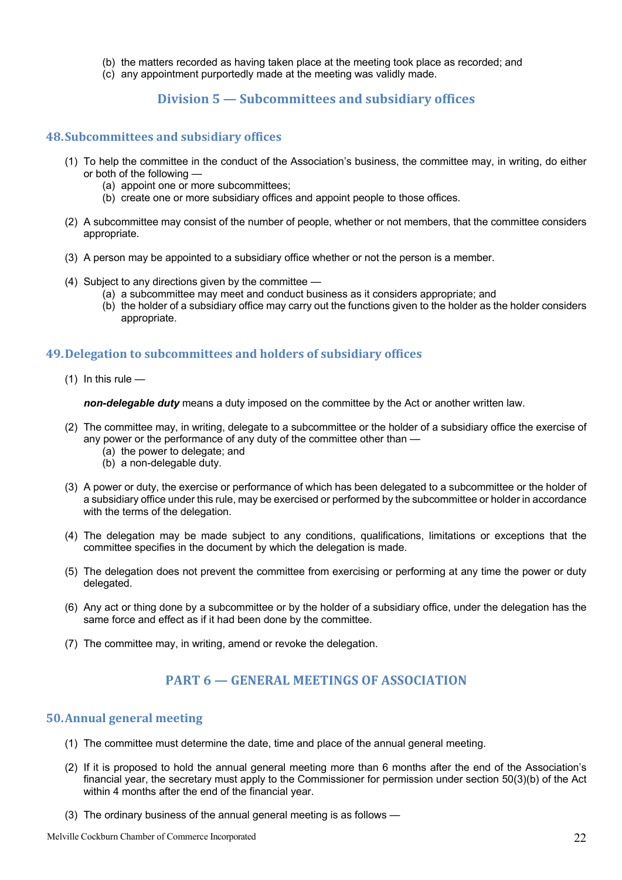(b) the matters recorded as having taken place at the meeting took place as recorded; and
(c) any appointment purportedly made at the meeting was validly made.

## Division 5 — Subcommittees and subsidiary offices

### 48. Subcommittees and subsidiary offices

(1) To help the committee in the conduct of the Association's business, the committee may, in writing, do either or both of the following —
  (a) appoint one or more subcommittees;
  (b) create one or more subsidiary offices and appoint people to those offices.

(2) A subcommittee may consist of the number of people, whether or not members, that the committee considers appropriate.

(3) A person may be appointed to a subsidiary office whether or not the person is a member.

(4) Subject to any directions given by the committee —
  (a) a subcommittee may meet and conduct business as it considers appropriate; and
  (b) the holder of a subsidiary office may carry out the functions given to the holder as the holder considers appropriate.

### 49. Delegation to subcommittees and holders of subsidiary offices

(1) In this rule —

***non-delegable duty*** means a duty imposed on the committee by the Act or another written law.

(2) The committee may, in writing, delegate to a subcommittee or the holder of a subsidiary office the exercise of any power or the performance of any duty of the committee other than —
  (a) the power to delegate; and
  (b) a non-delegable duty.

(3) A power or duty, the exercise or performance of which has been delegated to a subcommittee or the holder of a subsidiary office under this rule, may be exercised or performed by the subcommittee or holder in accordance with the terms of the delegation.

(4) The delegation may be made subject to any conditions, qualifications, limitations or exceptions that the committee specifies in the document by which the delegation is made.

(5) The delegation does not prevent the committee from exercising or performing at any time the power or duty delegated.

(6) Any act or thing done by a subcommittee or by the holder of a subsidiary office, under the delegation has the same force and effect as if it had been done by the committee.

(7) The committee may, in writing, amend or revoke the delegation.

## PART 6 — GENERAL MEETINGS OF ASSOCIATION

### 50. Annual general meeting

(1) The committee must determine the date, time and place of the annual general meeting.

(2) If it is proposed to hold the annual general meeting more than 6 months after the end of the Association's financial year, the secretary must apply to the Commissioner for permission under section 50(3)(b) of the Act within 4 months after the end of the financial year.

(3) The ordinary business of the annual general meeting is as follows —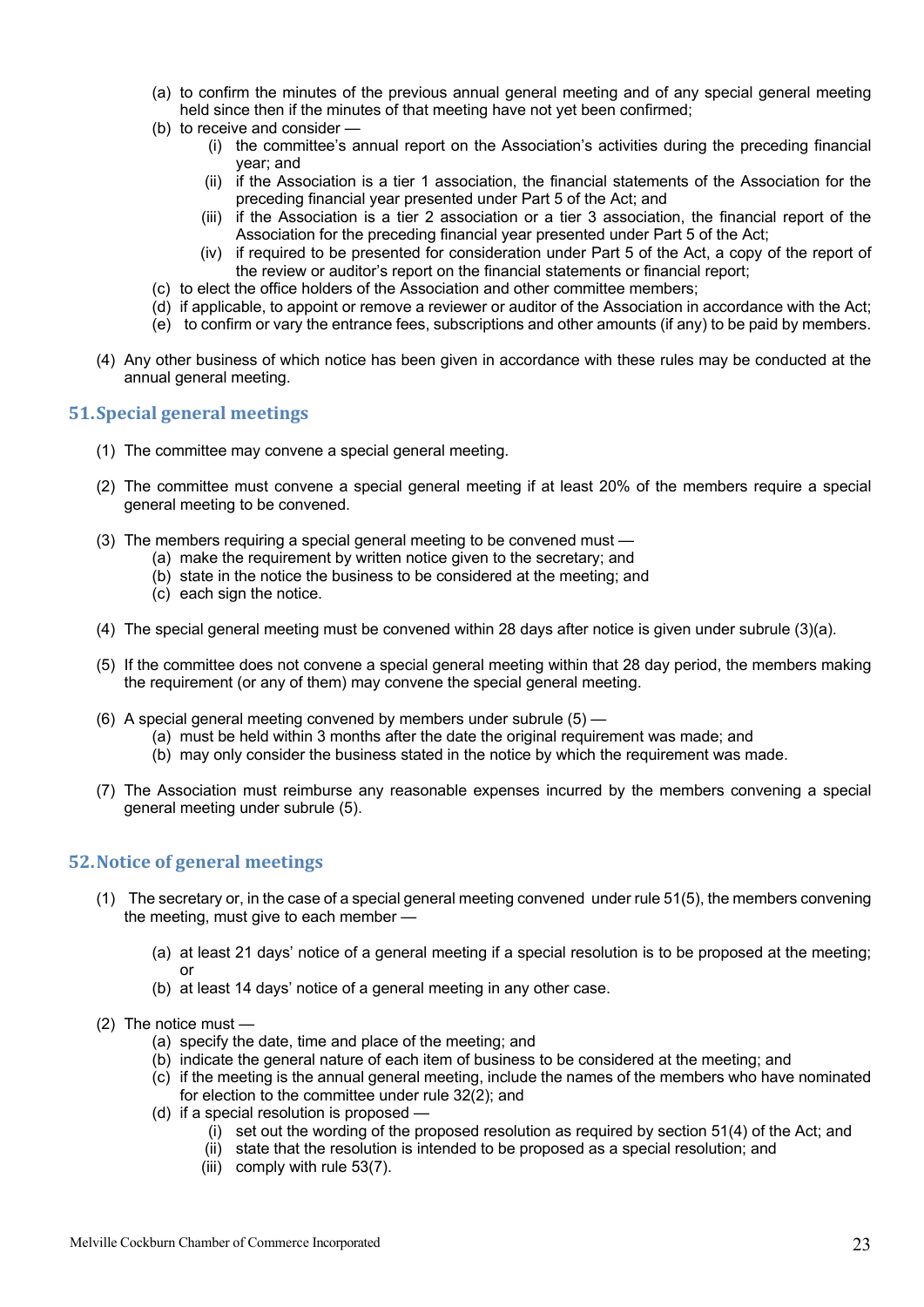(a) to confirm the minutes of the previous annual general meeting and of any special general meeting held since then if the minutes of that meeting have not yet been confirmed;

(b) to receive and consider —

  (i) the committee's annual report on the Association's activities during the preceding financial year; and

  (ii) if the Association is a tier 1 association, the financial statements of the Association for the preceding financial year presented under Part 5 of the Act; and

  (iii) if the Association is a tier 2 association or a tier 3 association, the financial report of the Association for the preceding financial year presented under Part 5 of the Act;

  (iv) if required to be presented for consideration under Part 5 of the Act, a copy of the report of the review or auditor's report on the financial statements or financial report;

(c) to elect the office holders of the Association and other committee members;

(d) if applicable, to appoint or remove a reviewer or auditor of the Association in accordance with the Act;

(e) to confirm or vary the entrance fees, subscriptions and other amounts (if any) to be paid by members.

(4) Any other business of which notice has been given in accordance with these rules may be conducted at the annual general meeting.

## 51. Special general meetings

(1) The committee may convene a special general meeting.

(2) The committee must convene a special general meeting if at least 20% of the members require a special general meeting to be convened.

(3) The members requiring a special general meeting to be convened must —

  (a) make the requirement by written notice given to the secretary; and

  (b) state in the notice the business to be considered at the meeting; and

  (c) each sign the notice.

(4) The special general meeting must be convened within 28 days after notice is given under subrule (3)(a).

(5) If the committee does not convene a special general meeting within that 28 day period, the members making the requirement (or any of them) may convene the special general meeting.

(6) A special general meeting convened by members under subrule (5) —

  (a) must be held within 3 months after the date the original requirement was made; and

  (b) may only consider the business stated in the notice by which the requirement was made.

(7) The Association must reimburse any reasonable expenses incurred by the members convening a special general meeting under subrule (5).

## 52. Notice of general meetings

(1) The secretary or, in the case of a special general meeting convened under rule 51(5), the members convening the meeting, must give to each member —

  (a) at least 21 days' notice of a general meeting if a special resolution is to be proposed at the meeting; or

  (b) at least 14 days' notice of a general meeting in any other case.

(2) The notice must —

  (a) specify the date, time and place of the meeting; and

  (b) indicate the general nature of each item of business to be considered at the meeting; and

  (c) if the meeting is the annual general meeting, include the names of the members who have nominated for election to the committee under rule 32(2); and

  (d) if a special resolution is proposed —

    (i) set out the wording of the proposed resolution as required by section 51(4) of the Act; and

    (ii) state that the resolution is intended to be proposed as a special resolution; and

    (iii) comply with rule 53(7).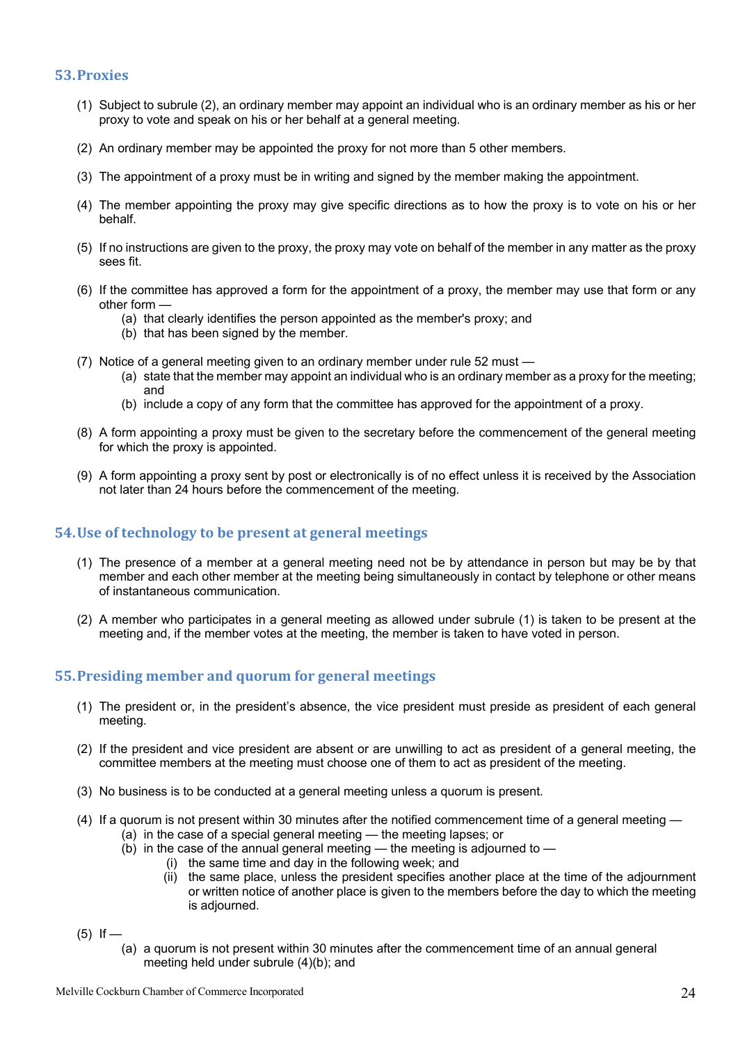## 53. Proxies

(1) Subject to subrule (2), an ordinary member may appoint an individual who is an ordinary member as his or her proxy to vote and speak on his or her behalf at a general meeting.

(2) An ordinary member may be appointed the proxy for not more than 5 other members.

(3) The appointment of a proxy must be in writing and signed by the member making the appointment.

(4) The member appointing the proxy may give specific directions as to how the proxy is to vote on his or her behalf.

(5) If no instructions are given to the proxy, the proxy may vote on behalf of the member in any matter as the proxy sees fit.

(6) If the committee has approved a form for the appointment of a proxy, the member may use that form or any other form —
   (a) that clearly identifies the person appointed as the member's proxy; and
   (b) that has been signed by the member.

(7) Notice of a general meeting given to an ordinary member under rule 52 must —
   (a) state that the member may appoint an individual who is an ordinary member as a proxy for the meeting; and
   (b) include a copy of any form that the committee has approved for the appointment of a proxy.

(8) A form appointing a proxy must be given to the secretary before the commencement of the general meeting for which the proxy is appointed.

(9) A form appointing a proxy sent by post or electronically is of no effect unless it is received by the Association not later than 24 hours before the commencement of the meeting.

## 54. Use of technology to be present at general meetings

(1) The presence of a member at a general meeting need not be by attendance in person but may be by that member and each other member at the meeting being simultaneously in contact by telephone or other means of instantaneous communication.

(2) A member who participates in a general meeting as allowed under subrule (1) is taken to be present at the meeting and, if the member votes at the meeting, the member is taken to have voted in person.

## 55. Presiding member and quorum for general meetings

(1) The president or, in the president's absence, the vice president must preside as president of each general meeting.

(2) If the president and vice president are absent or are unwilling to act as president of a general meeting, the committee members at the meeting must choose one of them to act as president of the meeting.

(3) No business is to be conducted at a general meeting unless a quorum is present.

(4) If a quorum is not present within 30 minutes after the notified commencement time of a general meeting —
   (a) in the case of a special general meeting — the meeting lapses; or
   (b) in the case of the annual general meeting — the meeting is adjourned to —
      (i) the same time and day in the following week; and
      (ii) the same place, unless the president specifies another place at the time of the adjournment or written notice of another place is given to the members before the day to which the meeting is adjourned.

(5) If —
   (a) a quorum is not present within 30 minutes after the commencement time of an annual general meeting held under subrule (4)(b); and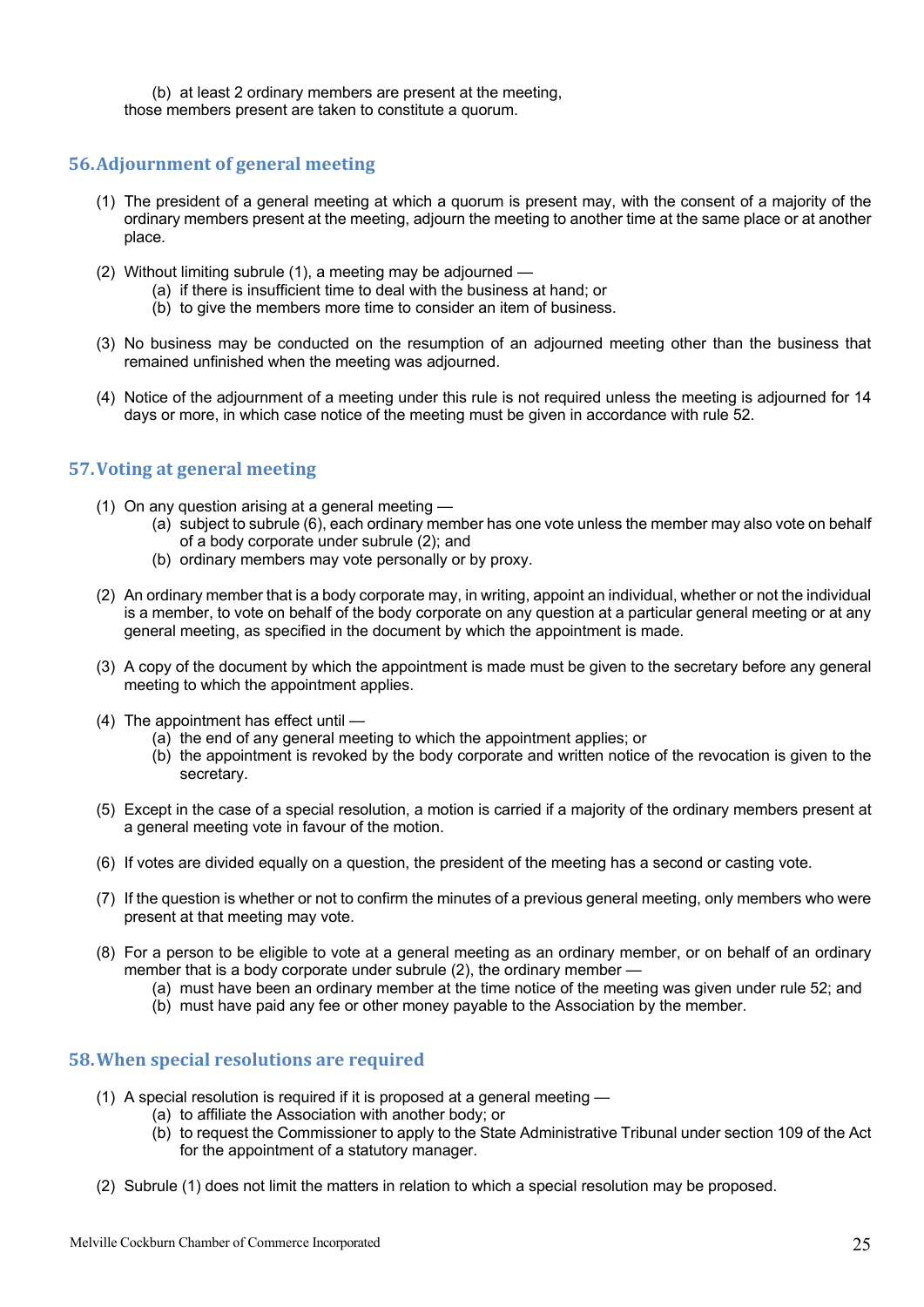(b) at least 2 ordinary members are present at the meeting,

those members present are taken to constitute a quorum.

## 56. Adjournment of general meeting

(1) The president of a general meeting at which a quorum is present may, with the consent of a majority of the ordinary members present at the meeting, adjourn the meeting to another time at the same place or at another place.

(2) Without limiting subrule (1), a meeting may be adjourned —

(a) if there is insufficient time to deal with the business at hand; or

(b) to give the members more time to consider an item of business.

(3) No business may be conducted on the resumption of an adjourned meeting other than the business that remained unfinished when the meeting was adjourned.

(4) Notice of the adjournment of a meeting under this rule is not required unless the meeting is adjourned for 14 days or more, in which case notice of the meeting must be given in accordance with rule 52.

## 57. Voting at general meeting

(1) On any question arising at a general meeting —

(a) subject to subrule (6), each ordinary member has one vote unless the member may also vote on behalf of a body corporate under subrule (2); and

(b) ordinary members may vote personally or by proxy.

(2) An ordinary member that is a body corporate may, in writing, appoint an individual, whether or not the individual is a member, to vote on behalf of the body corporate on any question at a particular general meeting or at any general meeting, as specified in the document by which the appointment is made.

(3) A copy of the document by which the appointment is made must be given to the secretary before any general meeting to which the appointment applies.

(4) The appointment has effect until —

(a) the end of any general meeting to which the appointment applies; or

(b) the appointment is revoked by the body corporate and written notice of the revocation is given to the secretary.

(5) Except in the case of a special resolution, a motion is carried if a majority of the ordinary members present at a general meeting vote in favour of the motion.

(6) If votes are divided equally on a question, the president of the meeting has a second or casting vote.

(7) If the question is whether or not to confirm the minutes of a previous general meeting, only members who were present at that meeting may vote.

(8) For a person to be eligible to vote at a general meeting as an ordinary member, or on behalf of an ordinary member that is a body corporate under subrule (2), the ordinary member —

(a) must have been an ordinary member at the time notice of the meeting was given under rule 52; and

(b) must have paid any fee or other money payable to the Association by the member.

## 58. When special resolutions are required

(1) A special resolution is required if it is proposed at a general meeting —

(a) to affiliate the Association with another body; or

(b) to request the Commissioner to apply to the State Administrative Tribunal under section 109 of the Act for the appointment of a statutory manager.

(2) Subrule (1) does not limit the matters in relation to which a special resolution may be proposed.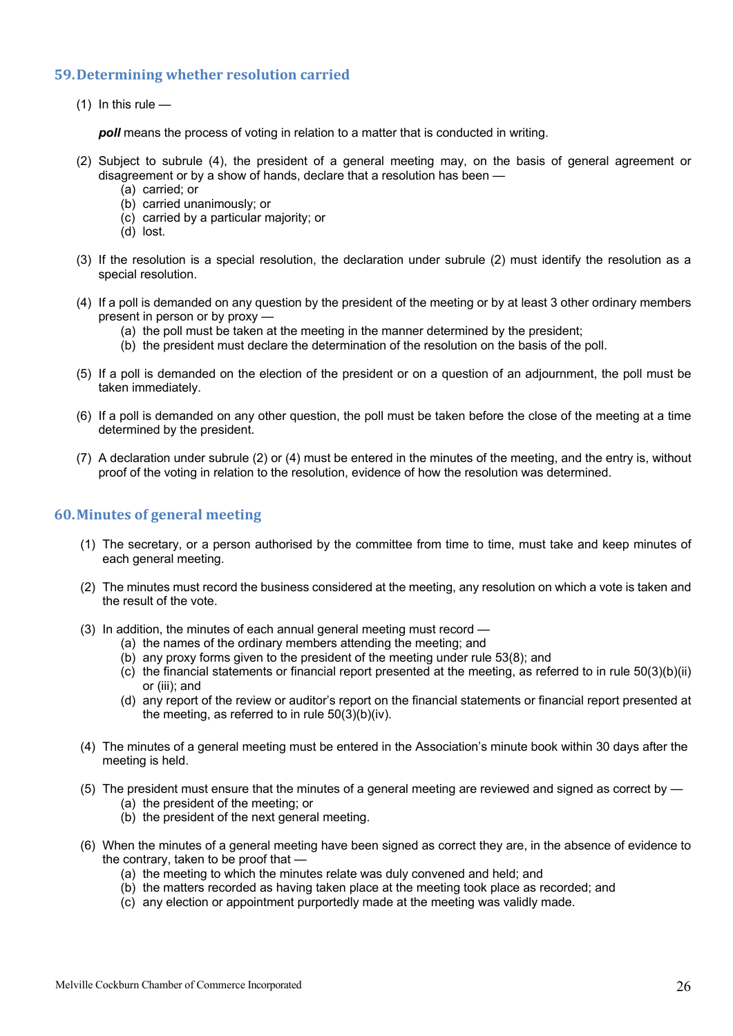## 59. Determining whether resolution carried

(1) In this rule —

***poll*** means the process of voting in relation to a matter that is conducted in writing.

(2) Subject to subrule (4), the president of a general meeting may, on the basis of general agreement or disagreement or by a show of hands, declare that a resolution has been —
   (a) carried; or
   (b) carried unanimously; or
   (c) carried by a particular majority; or
   (d) lost.

(3) If the resolution is a special resolution, the declaration under subrule (2) must identify the resolution as a special resolution.

(4) If a poll is demanded on any question by the president of the meeting or by at least 3 other ordinary members present in person or by proxy —
   (a) the poll must be taken at the meeting in the manner determined by the president;
   (b) the president must declare the determination of the resolution on the basis of the poll.

(5) If a poll is demanded on the election of the president or on a question of an adjournment, the poll must be taken immediately.

(6) If a poll is demanded on any other question, the poll must be taken before the close of the meeting at a time determined by the president.

(7) A declaration under subrule (2) or (4) must be entered in the minutes of the meeting, and the entry is, without proof of the voting in relation to the resolution, evidence of how the resolution was determined.

## 60. Minutes of general meeting

(1) The secretary, or a person authorised by the committee from time to time, must take and keep minutes of each general meeting.

(2) The minutes must record the business considered at the meeting, any resolution on which a vote is taken and the result of the vote.

(3) In addition, the minutes of each annual general meeting must record —
   (a) the names of the ordinary members attending the meeting; and
   (b) any proxy forms given to the president of the meeting under rule 53(8); and
   (c) the financial statements or financial report presented at the meeting, as referred to in rule 50(3)(b)(ii) or (iii); and
   (d) any report of the review or auditor's report on the financial statements or financial report presented at the meeting, as referred to in rule 50(3)(b)(iv).

(4) The minutes of a general meeting must be entered in the Association's minute book within 30 days after the meeting is held.

(5) The president must ensure that the minutes of a general meeting are reviewed and signed as correct by —
   (a) the president of the meeting; or
   (b) the president of the next general meeting.

(6) When the minutes of a general meeting have been signed as correct they are, in the absence of evidence to the contrary, taken to be proof that —
   (a) the meeting to which the minutes relate was duly convened and held; and
   (b) the matters recorded as having taken place at the meeting took place as recorded; and
   (c) any election or appointment purportedly made at the meeting was validly made.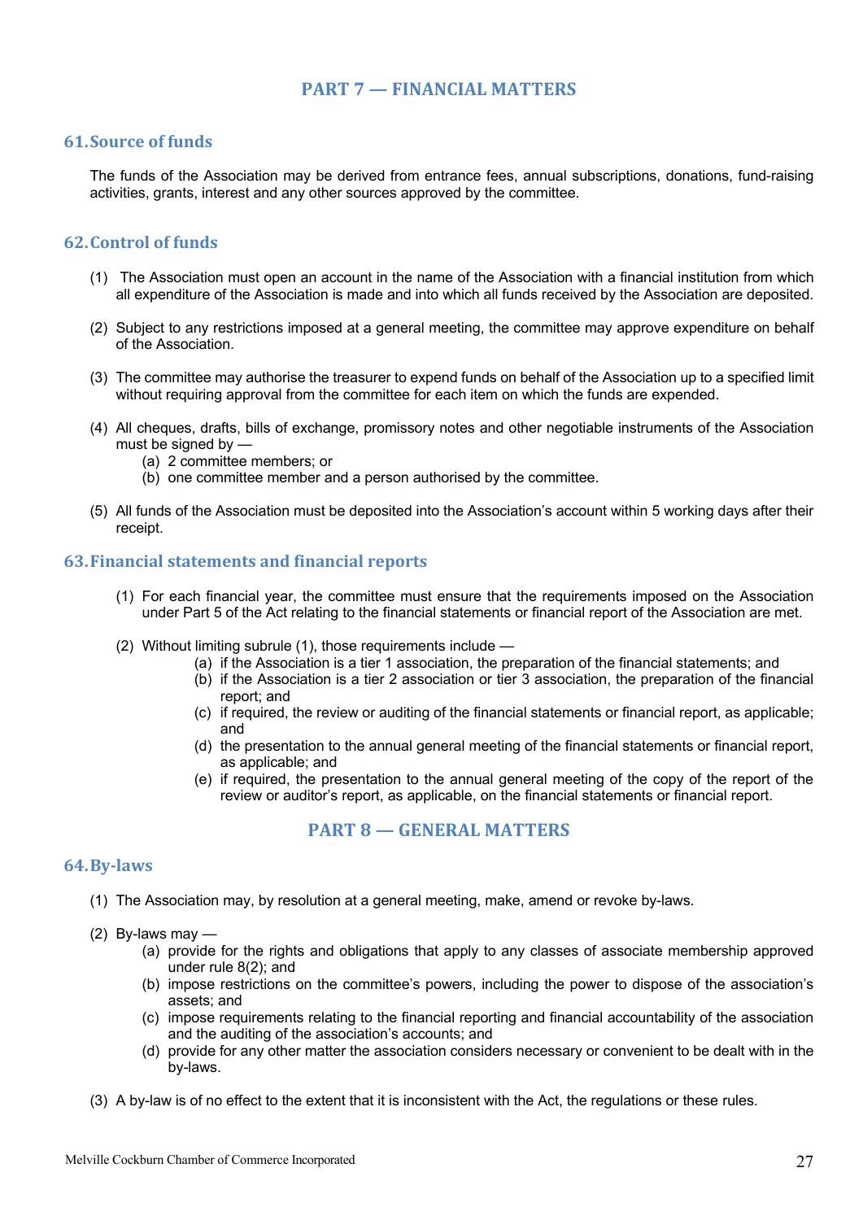# PART 7 — FINANCIAL MATTERS

## 61. Source of funds

The funds of the Association may be derived from entrance fees, annual subscriptions, donations, fund-raising activities, grants, interest and any other sources approved by the committee.

## 62. Control of funds

(1) The Association must open an account in the name of the Association with a financial institution from which all expenditure of the Association is made and into which all funds received by the Association are deposited.

(2) Subject to any restrictions imposed at a general meeting, the committee may approve expenditure on behalf of the Association.

(3) The committee may authorise the treasurer to expend funds on behalf of the Association up to a specified limit without requiring approval from the committee for each item on which the funds are expended.

(4) All cheques, drafts, bills of exchange, promissory notes and other negotiable instruments of the Association must be signed by —
   - (a) 2 committee members; or
   - (b) one committee member and a person authorised by the committee.

(5) All funds of the Association must be deposited into the Association's account within 5 working days after their receipt.

## 63. Financial statements and financial reports

(1) For each financial year, the committee must ensure that the requirements imposed on the Association under Part 5 of the Act relating to the financial statements or financial report of the Association are met.

(2) Without limiting subrule (1), those requirements include —
   - (a) if the Association is a tier 1 association, the preparation of the financial statements; and
   - (b) if the Association is a tier 2 association or tier 3 association, the preparation of the financial report; and
   - (c) if required, the review or auditing of the financial statements or financial report, as applicable; and
   - (d) the presentation to the annual general meeting of the financial statements or financial report, as applicable; and
   - (e) if required, the presentation to the annual general meeting of the copy of the report of the review or auditor's report, as applicable, on the financial statements or financial report.

# PART 8 — GENERAL MATTERS

## 64. By-laws

(1) The Association may, by resolution at a general meeting, make, amend or revoke by-laws.

(2) By-laws may —
   - (a) provide for the rights and obligations that apply to any classes of associate membership approved under rule 8(2); and
   - (b) impose restrictions on the committee's powers, including the power to dispose of the association's assets; and
   - (c) impose requirements relating to the financial reporting and financial accountability of the association and the auditing of the association's accounts; and
   - (d) provide for any other matter the association considers necessary or convenient to be dealt with in the by-laws.

(3) A by-law is of no effect to the extent that it is inconsistent with the Act, the regulations or these rules.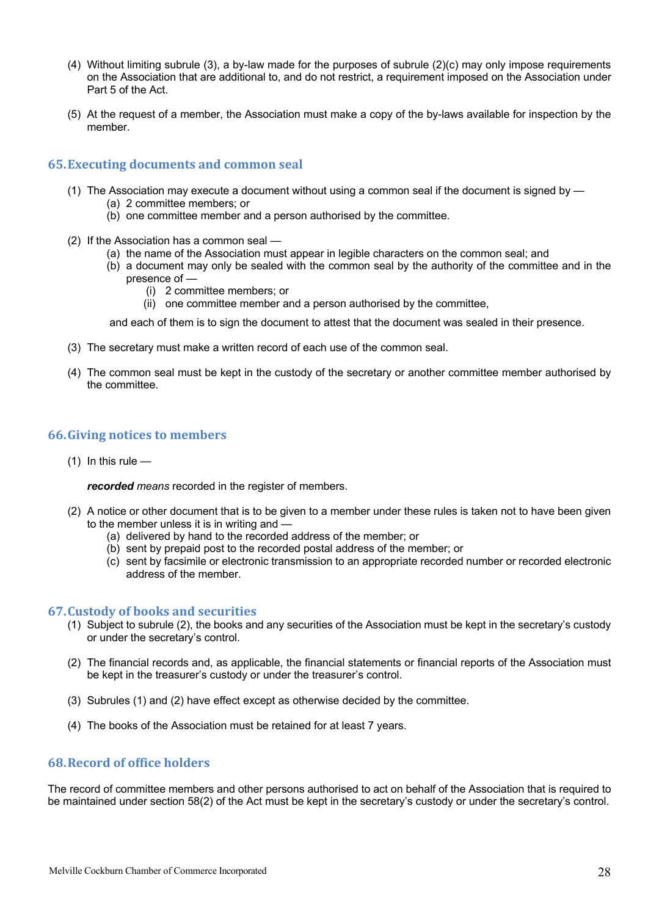(4) Without limiting subrule (3), a by-law made for the purposes of subrule (2)(c) may only impose requirements on the Association that are additional to, and do not restrict, a requirement imposed on the Association under Part 5 of the Act.

(5) At the request of a member, the Association must make a copy of the by-laws available for inspection by the member.

## 65. Executing documents and common seal

(1) The Association may execute a document without using a common seal if the document is signed by —
  - (a) 2 committee members; or
  - (b) one committee member and a person authorised by the committee.

(2) If the Association has a common seal —
  - (a) the name of the Association must appear in legible characters on the common seal; and
  - (b) a document may only be sealed with the common seal by the authority of the committee and in the presence of —
    - (i) 2 committee members; or
    - (ii) one committee member and a person authorised by the committee,

  and each of them is to sign the document to attest that the document was sealed in their presence.

(3) The secretary must make a written record of each use of the common seal.

(4) The common seal must be kept in the custody of the secretary or another committee member authorised by the committee.

## 66. Giving notices to members

(1) In this rule —

  ***recorded*** *means* recorded in the register of members.

(2) A notice or other document that is to be given to a member under these rules is taken not to have been given to the member unless it is in writing and —
  - (a) delivered by hand to the recorded address of the member; or
  - (b) sent by prepaid post to the recorded postal address of the member; or
  - (c) sent by facsimile or electronic transmission to an appropriate recorded number or recorded electronic address of the member.

## 67. Custody of books and securities

(1) Subject to subrule (2), the books and any securities of the Association must be kept in the secretary's custody or under the secretary's control.

(2) The financial records and, as applicable, the financial statements or financial reports of the Association must be kept in the treasurer's custody or under the treasurer's control.

(3) Subrules (1) and (2) have effect except as otherwise decided by the committee.

(4) The books of the Association must be retained for at least 7 years.

## 68. Record of office holders

The record of committee members and other persons authorised to act on behalf of the Association that is required to be maintained under section 58(2) of the Act must be kept in the secretary's custody or under the secretary's control.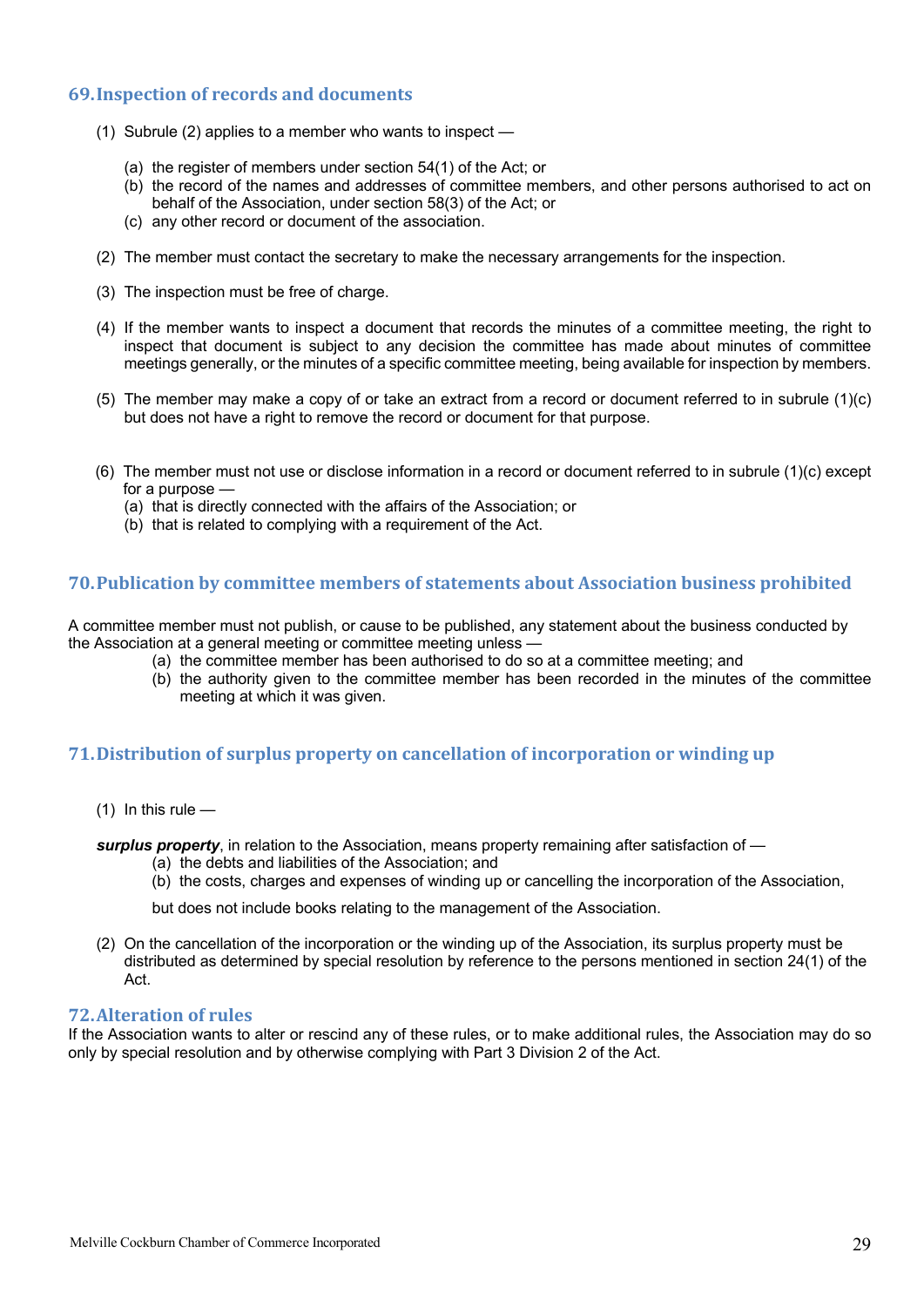## 69. Inspection of records and documents

(1) Subrule (2) applies to a member who wants to inspect —

(a) the register of members under section 54(1) of the Act; or
(b) the record of the names and addresses of committee members, and other persons authorised to act on behalf of the Association, under section 58(3) of the Act; or
(c) any other record or document of the association.

(2) The member must contact the secretary to make the necessary arrangements for the inspection.

(3) The inspection must be free of charge.

(4) If the member wants to inspect a document that records the minutes of a committee meeting, the right to inspect that document is subject to any decision the committee has made about minutes of committee meetings generally, or the minutes of a specific committee meeting, being available for inspection by members.

(5) The member may make a copy of or take an extract from a record or document referred to in subrule (1)(c) but does not have a right to remove the record or document for that purpose.

(6) The member must not use or disclose information in a record or document referred to in subrule (1)(c) except for a purpose —
(a) that is directly connected with the affairs of the Association; or
(b) that is related to complying with a requirement of the Act.

## 70. Publication by committee members of statements about Association business prohibited

A committee member must not publish, or cause to be published, any statement about the business conducted by the Association at a general meeting or committee meeting unless —

(a) the committee member has been authorised to do so at a committee meeting; and
(b) the authority given to the committee member has been recorded in the minutes of the committee meeting at which it was given.

## 71. Distribution of surplus property on cancellation of incorporation or winding up

(1) In this rule —

***surplus property***, in relation to the Association, means property remaining after satisfaction of —

(a) the debts and liabilities of the Association; and
(b) the costs, charges and expenses of winding up or cancelling the incorporation of the Association,

but does not include books relating to the management of the Association.

(2) On the cancellation of the incorporation or the winding up of the Association, its surplus property must be distributed as determined by special resolution by reference to the persons mentioned in section 24(1) of the Act.

## 72. Alteration of rules

If the Association wants to alter or rescind any of these rules, or to make additional rules, the Association may do so only by special resolution and by otherwise complying with Part 3 Division 2 of the Act.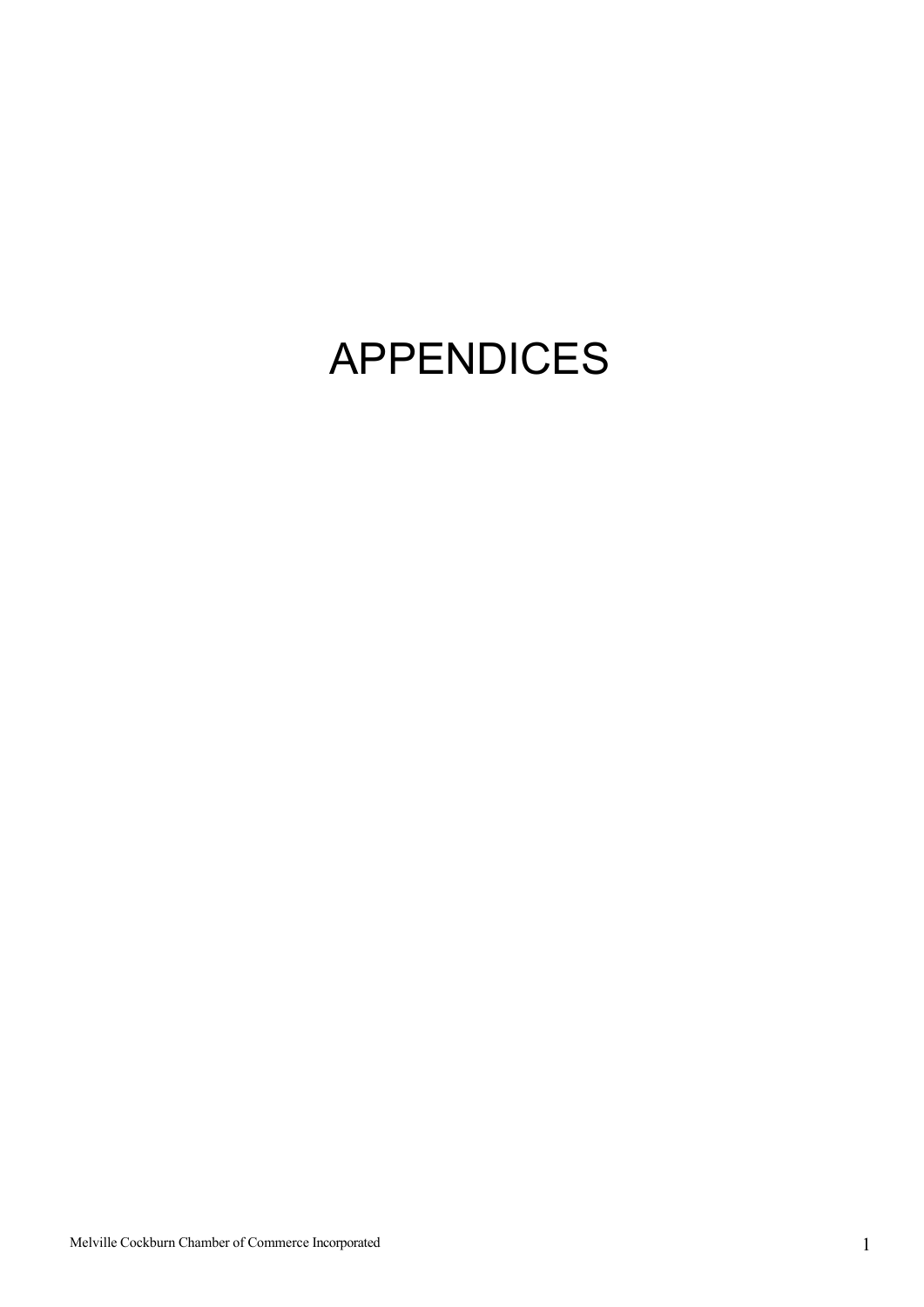# APPENDICES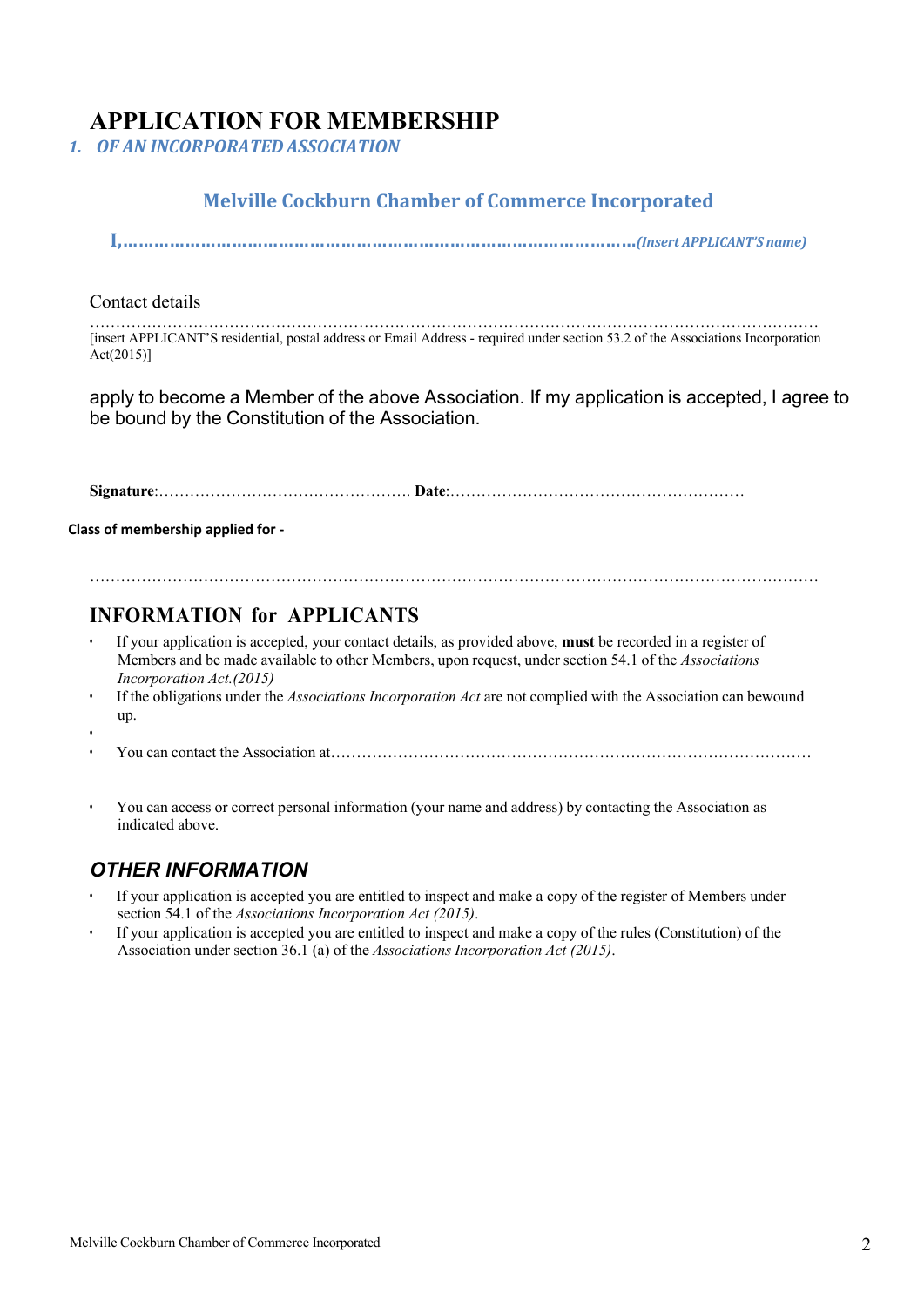# APPLICATION FOR MEMBERSHIP

*1. OF AN INCORPORATED ASSOCIATION*

## Melville Cockburn Chamber of Commerce Incorporated

**I,………………………………………………………………………………………*(Insert APPLICANT'S name)***

Contact details

…………………………………………………………………………………………………………………………
[insert APPLICANT'S residential, postal address or Email Address - required under section 53.2 of the Associations Incorporation Act(2015)]

apply to become a Member of the above Association. If my application is accepted, I agree to be bound by the Constitution of the Association.

**Signature**:…………………………………………. **Date**:…………………………………………………

**Class of membership applied for -**

…………………………………………………………………………………………………………………………

## INFORMATION for APPLICANTS

- If your application is accepted, your contact details, as provided above, **must** be recorded in a register of Members and be made available to other Members, upon request, under section 54.1 of the *Associations Incorporation Act.(2015)*
- If the obligations under the *Associations Incorporation Act* are not complied with the Association can bewound up.
- 
- You can contact the Association at………………………………………………………………………………
- You can access or correct personal information (your name and address) by contacting the Association as indicated above.

## *OTHER INFORMATION*

- If your application is accepted you are entitled to inspect and make a copy of the register of Members under section 54.1 of the *Associations Incorporation Act (2015)*.
- If your application is accepted you are entitled to inspect and make a copy of the rules (Constitution) of the Association under section 36.1 (a) of the *Associations Incorporation Act (2015)*.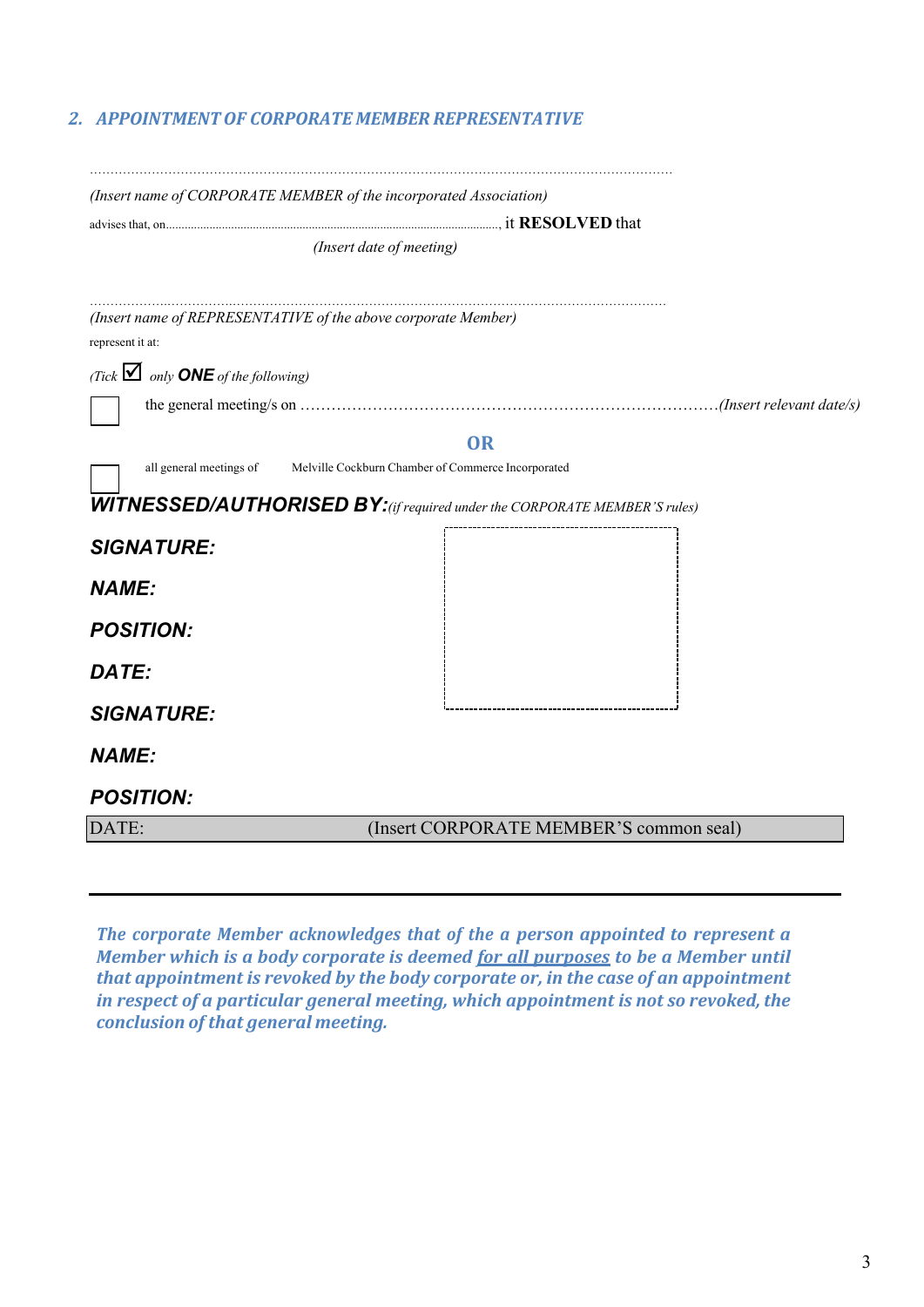## 2. APPOINTMENT OF CORPORATE MEMBER REPRESENTATIVE

………………………………………………………………………………………………………………………………

*(Insert name of CORPORATE MEMBER of the incorporated Association)*

advises that, on………………………………………………………………………………………, it **RESOLVED** that

*(Insert date of meeting)*

………………………………………………………………………………………………………………………………

*(Insert name of REPRESENTATIVE of the above corporate Member)*

represent it at:

*(Tick ☑ only* ***ONE*** *of the following)*

☐ the general meeting/s on ………………………………………………………………………*(Insert relevant date/s)*

**OR**

☐ all general meetings of Melville Cockburn Chamber of Commerce Incorporated

***WITNESSED/AUTHORISED BY:*** *(if required under the CORPORATE MEMBER'S rules)*

***SIGNATURE:***

***NAME:***

***POSITION:***

***DATE:***

***SIGNATURE:***

***NAME:***

***POSITION:***

DATE: (Insert CORPORATE MEMBER'S common seal)

---

***The corporate Member acknowledges that of the a person appointed to represent a Member which is a body corporate is deemed <u>for all purposes</u> to be a Member until that appointment is revoked by the body corporate or, in the case of an appointment in respect of a particular general meeting, which appointment is not so revoked, the conclusion of that general meeting.***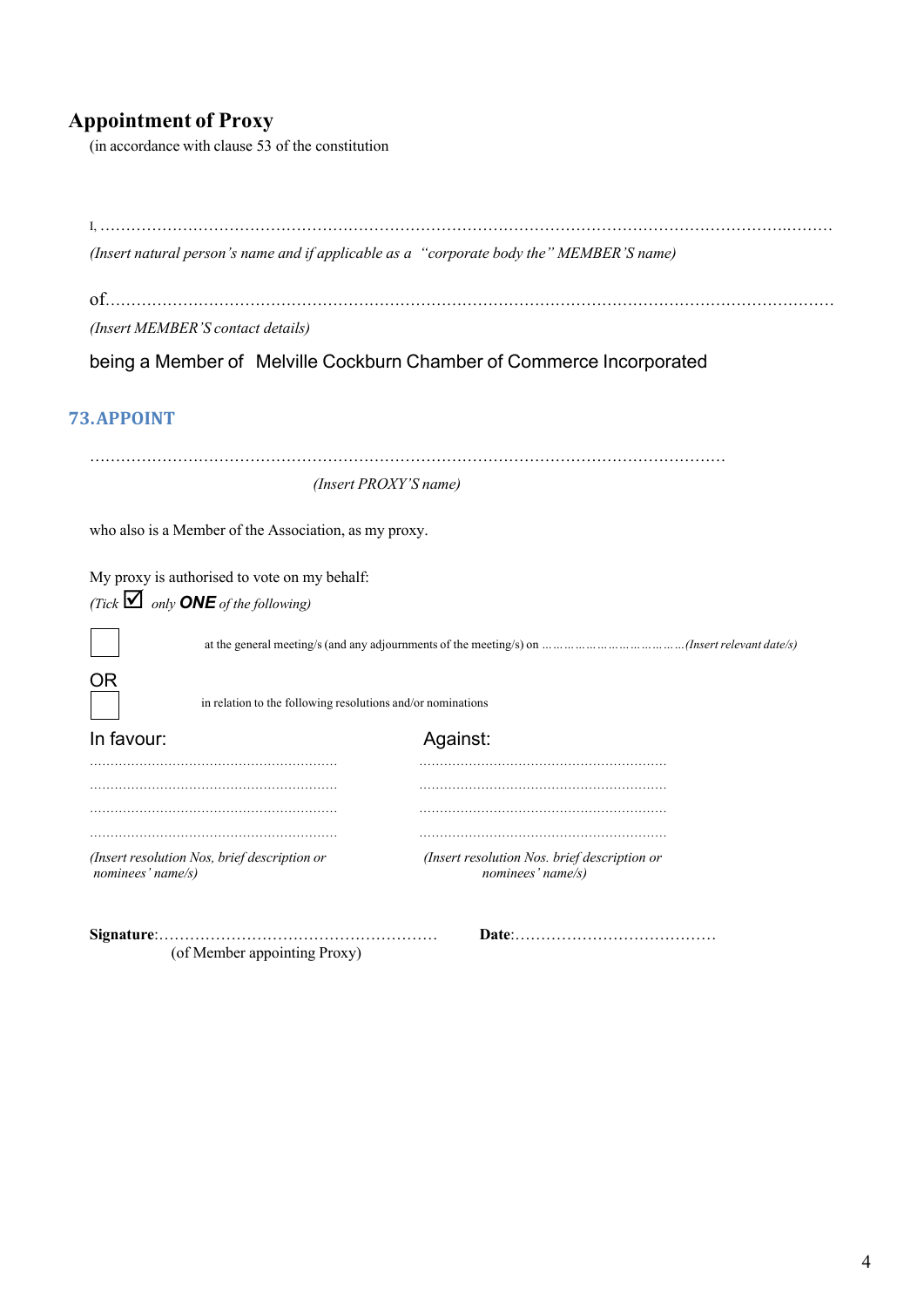## Appointment of Proxy

(in accordance with clause 53 of the constitution

I, ……………………………………………………………………………………………………………………………

*(Insert natural person's name and if applicable as a "corporate body the" MEMBER'S name)*

of……………………………………………………………………………………………………………………………

*(Insert MEMBER'S contact details)*

being a Member of Melville Cockburn Chamber of Commerce Incorporated

### 73.APPOINT

……………………………………………………………………………………………………………

*(Insert PROXY'S name)*

who also is a Member of the Association, as my proxy.

My proxy is authorised to vote on my behalf:

*(Tick ☑ only* ***ONE*** *of the following)*

☐ at the general meeting/s (and any adjournments of the meeting/s) on ………………………………*(Insert relevant date/s)*

OR

☐ in relation to the following resolutions and/or nominations

| In favour: | Against: |
|---|---|
| ………………………………………………… | ………………………………………………… |
| ………………………………………………… | ………………………………………………… |
| ………………………………………………… | ………………………………………………… |
| ………………………………………………… | ………………………………………………… |
| *(Insert resolution Nos, brief description or nominees' name/s)* | *(Insert resolution Nos. brief description or nominees' name/s)* |

**Signature**:……………………………………………… **Date**:…………………………………

(of Member appointing Proxy)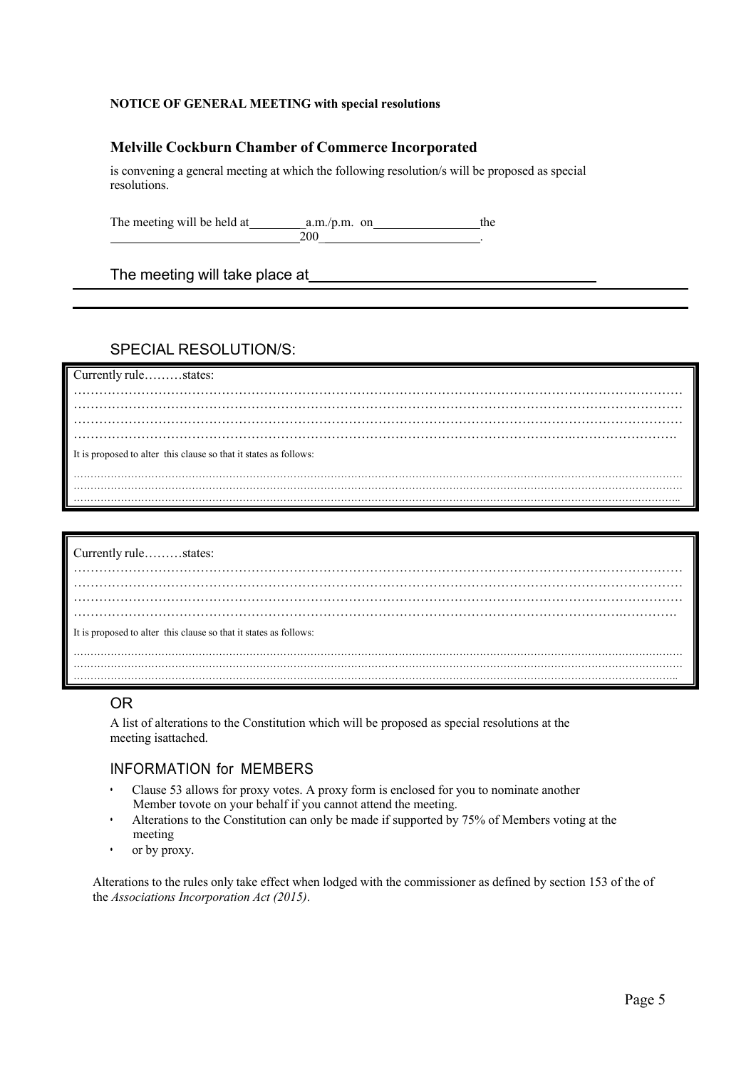**NOTICE OF GENERAL MEETING with special resolutions**

## Melville Cockburn Chamber of Commerce Incorporated

is convening a general meeting at which the following resolution/s will be proposed as special resolutions.

The meeting will be held at\_\_\_\_\_\_\_\_\_a.m./p.m. on\_\_\_\_\_\_\_\_\_\_\_\_\_\_\_\_the \_\_\_\_\_\_\_\_\_\_\_\_\_\_\_\_\_\_\_\_\_\_\_\_\_\_\_\_\_\_200\_\_\_\_\_\_\_\_\_\_\_\_\_\_\_\_\_\_\_\_\_\_\_\_\_.

The meeting will take place at\_\_\_\_\_\_\_\_\_\_\_\_\_\_\_\_\_\_\_\_\_\_\_\_\_\_\_\_\_\_\_\_\_\_\_\_

## SPECIAL RESOLUTION/S:

Currently rule………states:

……………………………………………………………………………………………………………………………
……………………………………………………………………………………………………………………………
……………………………………………………………………………………………………………………………
……………………………………………………………………………………………………………………………

It is proposed to alter this clause so that it states as follows:

……………………………………………………………………………………………………………………………
……………………………………………………………………………………………………………………………
……………………………………………………………………………………………………………………………

Currently rule………states:

……………………………………………………………………………………………………………………………
……………………………………………………………………………………………………………………………
……………………………………………………………………………………………………………………………
……………………………………………………………………………………………………………………………

It is proposed to alter this clause so that it states as follows:

……………………………………………………………………………………………………………………………
……………………………………………………………………………………………………………………………
……………………………………………………………………………………………………………………………

## OR

A list of alterations to the Constitution which will be proposed as special resolutions at the meeting isattached.

## INFORMATION for MEMBERS

- Clause 53 allows for proxy votes. A proxy form is enclosed for you to nominate another Member tovote on your behalf if you cannot attend the meeting.
- Alterations to the Constitution can only be made if supported by 75% of Members voting at the meeting
- or by proxy.

Alterations to the rules only take effect when lodged with the commissioner as defined by section 153 of the of the *Associations Incorporation Act (2015)*.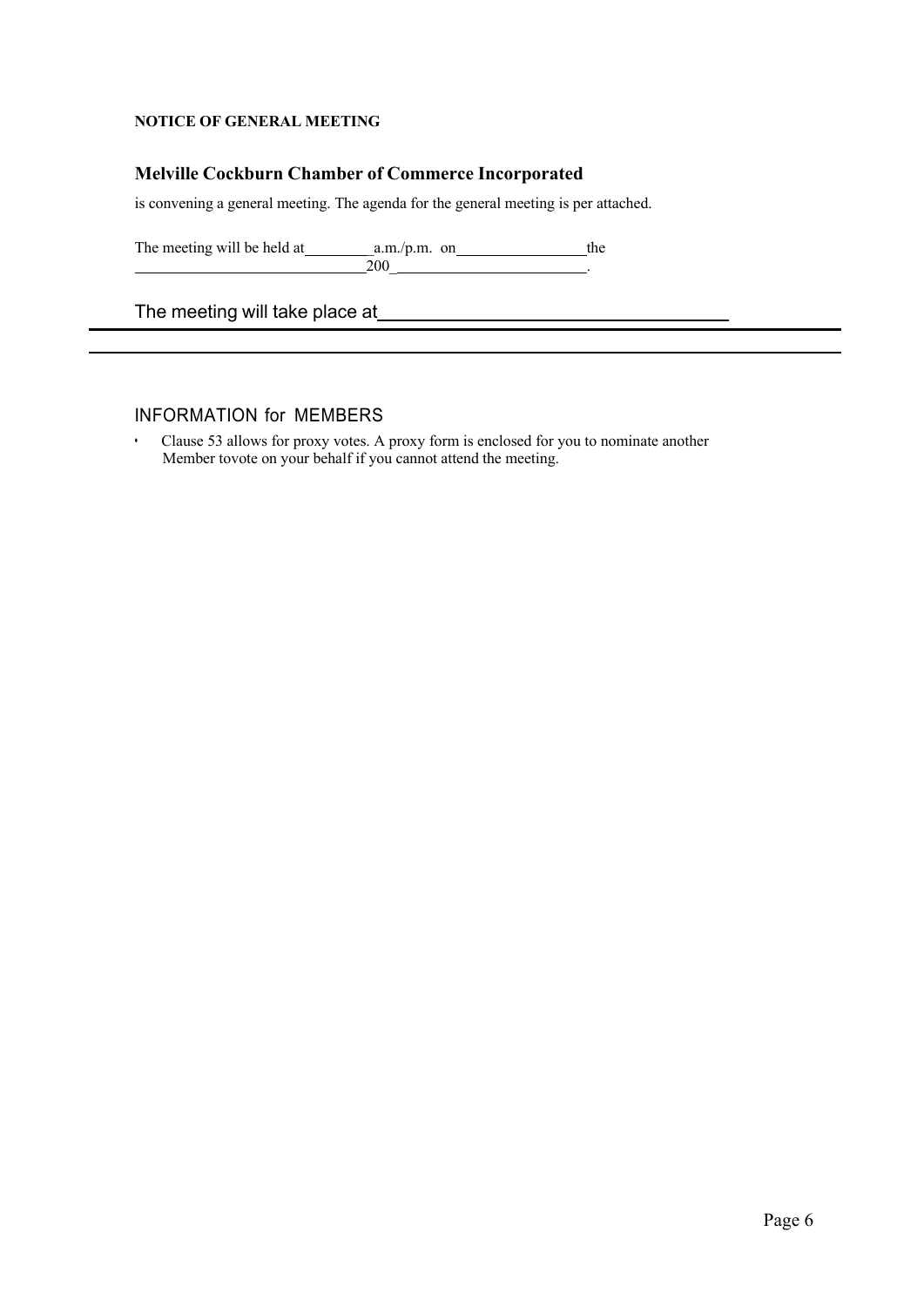**NOTICE OF GENERAL MEETING**

## Melville Cockburn Chamber of Commerce Incorporated

is convening a general meeting. The agenda for the general meeting is per attached.

The meeting will be held at\_\_\_\_\_\_\_\_\_ a.m./p.m. on\_\_\_\_\_\_\_\_\_\_\_\_\_\_\_\_\_ the
\_\_\_\_\_\_\_\_\_\_\_\_\_\_\_\_\_\_\_\_\_\_\_\_\_\_\_\_\_\_ 200\_\_\_\_\_\_\_\_\_\_\_\_\_\_\_\_\_\_\_\_\_\_\_\_\_.

The meeting will take place at\_\_\_\_\_\_\_\_\_\_\_\_\_\_\_\_\_\_\_\_\_\_\_\_\_\_\_\_\_\_\_\_\_\_\_\_\_

---

---

### INFORMATION for MEMBERS

- Clause 53 allows for proxy votes. A proxy form is enclosed for you to nominate another Member tovote on your behalf if you cannot attend the meeting.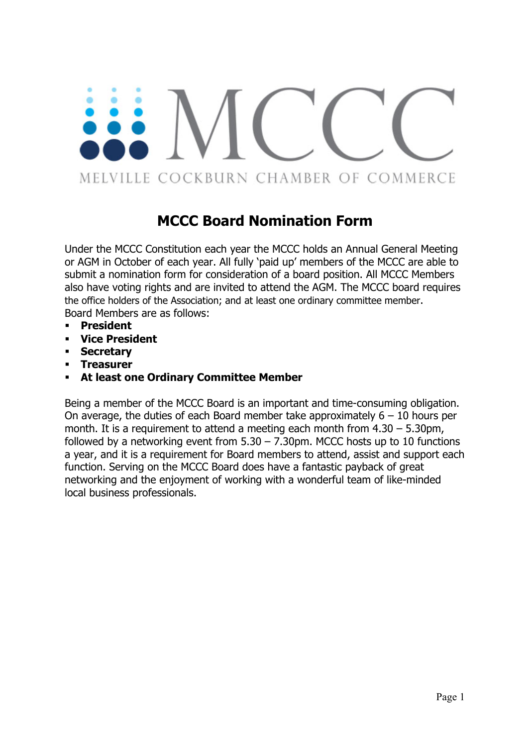MCCC

MELVILLE COCKBURN CHAMBER OF COMMERCE

# MCCC Board Nomination Form

Under the MCCC Constitution each year the MCCC holds an Annual General Meeting or AGM in October of each year. All fully 'paid up' members of the MCCC are able to submit a nomination form for consideration of a board position. All MCCC Members also have voting rights and are invited to attend the AGM. The MCCC board requires the office holders of the Association; and at least one ordinary committee member. Board Members are as follows:

- **President**
- **Vice President**
- **Secretary**
- **Treasurer**
- **At least one Ordinary Committee Member**

Being a member of the MCCC Board is an important and time-consuming obligation. On average, the duties of each Board member take approximately 6 – 10 hours per month. It is a requirement to attend a meeting each month from 4.30 – 5.30pm, followed by a networking event from 5.30 – 7.30pm. MCCC hosts up to 10 functions a year, and it is a requirement for Board members to attend, assist and support each function. Serving on the MCCC Board does have a fantastic payback of great networking and the enjoyment of working with a wonderful team of like-minded local business professionals.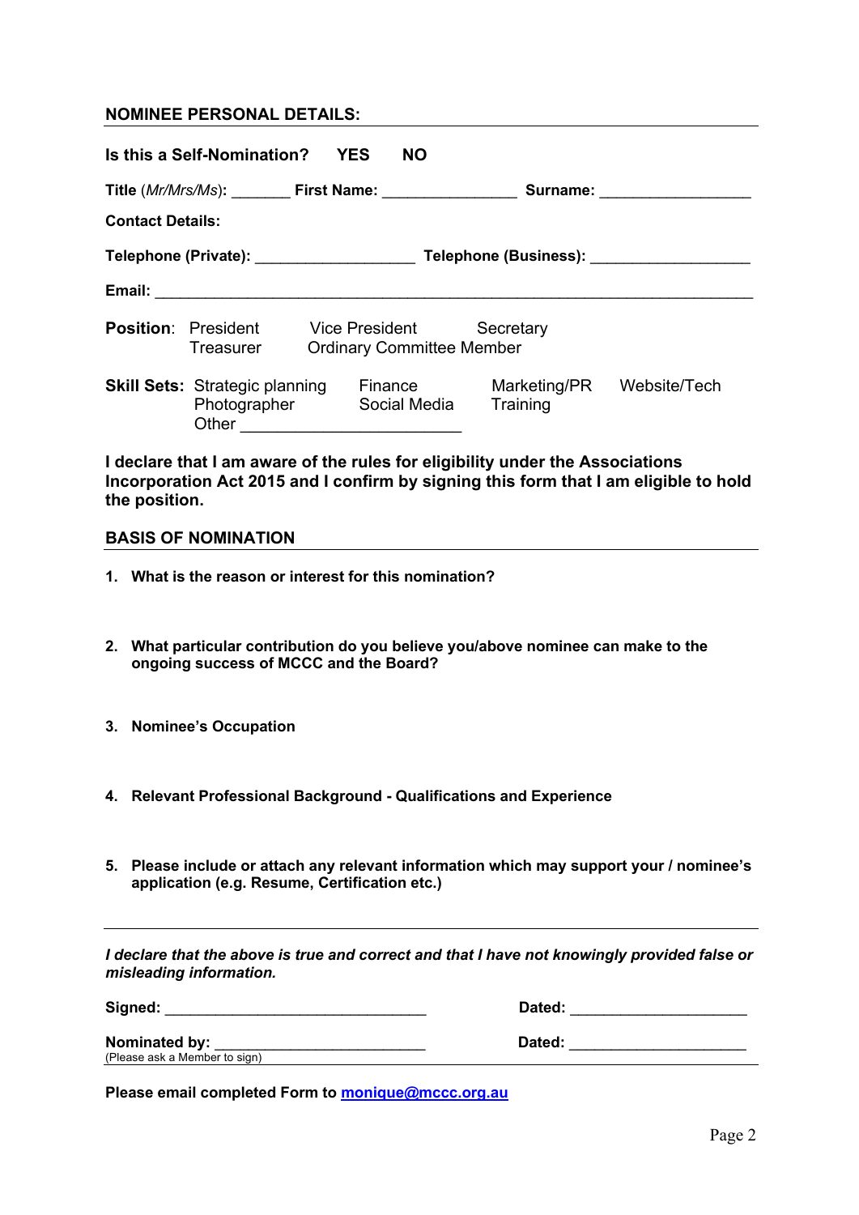## NOMINEE PERSONAL DETAILS:

**Is this a Self-Nomination? YES NO**

**Title** (*Mr/Mrs/Ms*)**:** _______ **First Name:** ________________ **Surname:** __________________

**Contact Details:**

**Telephone (Private):** ___________________ **Telephone (Business):** ___________________

**Email:** ___________________________________________________________________________

**Position**: President Vice President Secretary
Treasurer Ordinary Committee Member

**Skill Sets:** Strategic planning Finance Marketing/PR Website/Tech
Photographer Social Media Training
Other _________________________

**I declare that I am aware of the rules for eligibility under the Associations Incorporation Act 2015 and I confirm by signing this form that I am eligible to hold the position.**

## BASIS OF NOMINATION

1. **What is the reason or interest for this nomination?**

2. **What particular contribution do you believe you/above nominee can make to the ongoing success of MCCC and the Board?**

3. **Nominee's Occupation**

4. **Relevant Professional Background - Qualifications and Experience**

5. **Please include or attach any relevant information which may support your / nominee's application (e.g. Resume, Certification etc.)**

***I declare that the above is true and correct and that I have not knowingly provided false or misleading information.***

**Signed:** _______________________________ **Dated:** _____________________

**Nominated by:** _________________________ **Dated:** _____________________
(Please ask a Member to sign)

**Please email completed Form to [monique@mccc.org.au](mailto:monique@mccc.org.au)**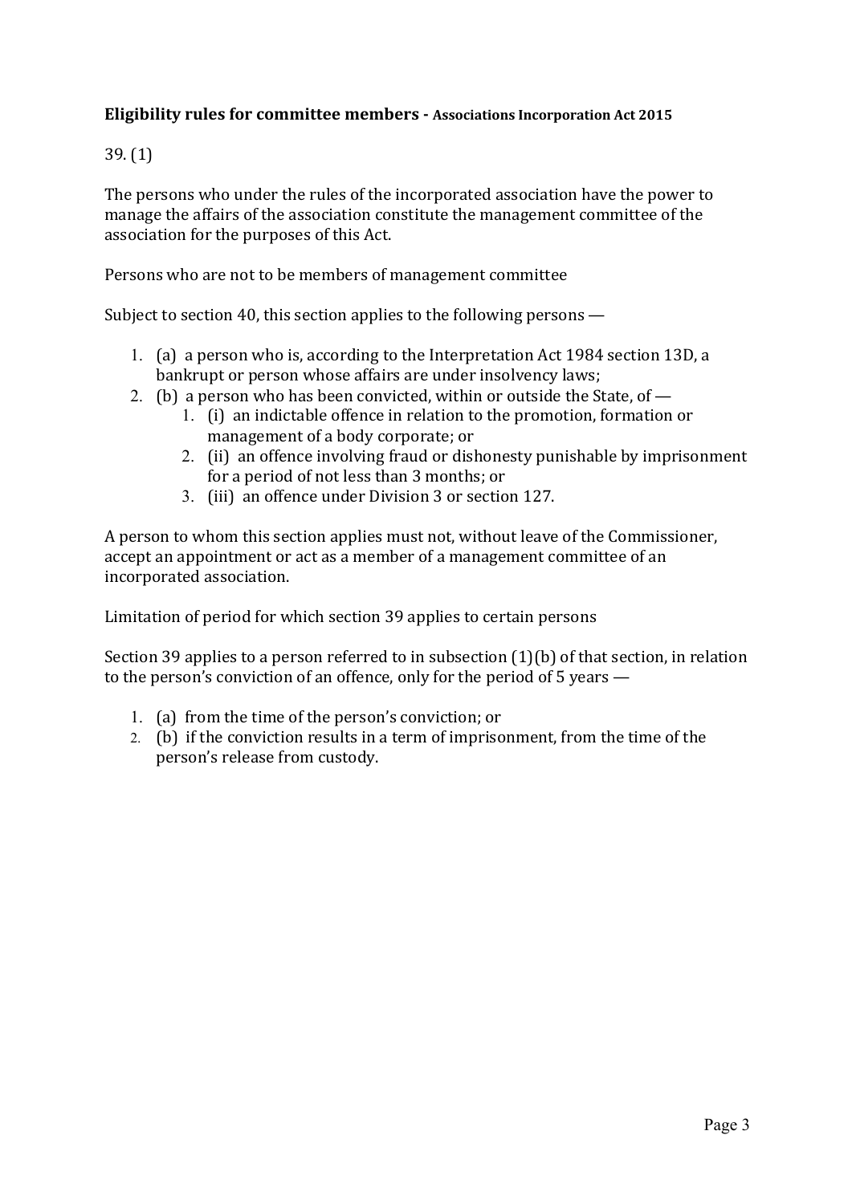**Eligibility rules for committee members - Associations Incorporation Act 2015**

39. (1)

The persons who under the rules of the incorporated association have the power to manage the affairs of the association constitute the management committee of the association for the purposes of this Act.

Persons who are not to be members of management committee

Subject to section 40, this section applies to the following persons —

1. (a) a person who is, according to the Interpretation Act 1984 section 13D, a bankrupt or person whose affairs are under insolvency laws;
2. (b) a person who has been convicted, within or outside the State, of —
    1. (i) an indictable offence in relation to the promotion, formation or management of a body corporate; or
    2. (ii) an offence involving fraud or dishonesty punishable by imprisonment for a period of not less than 3 months; or
    3. (iii) an offence under Division 3 or section 127.

A person to whom this section applies must not, without leave of the Commissioner, accept an appointment or act as a member of a management committee of an incorporated association.

Limitation of period for which section 39 applies to certain persons

Section 39 applies to a person referred to in subsection (1)(b) of that section, in relation to the person's conviction of an offence, only for the period of 5 years —

1. (a) from the time of the person's conviction; or
2. (b) if the conviction results in a term of imprisonment, from the time of the person's release from custody.